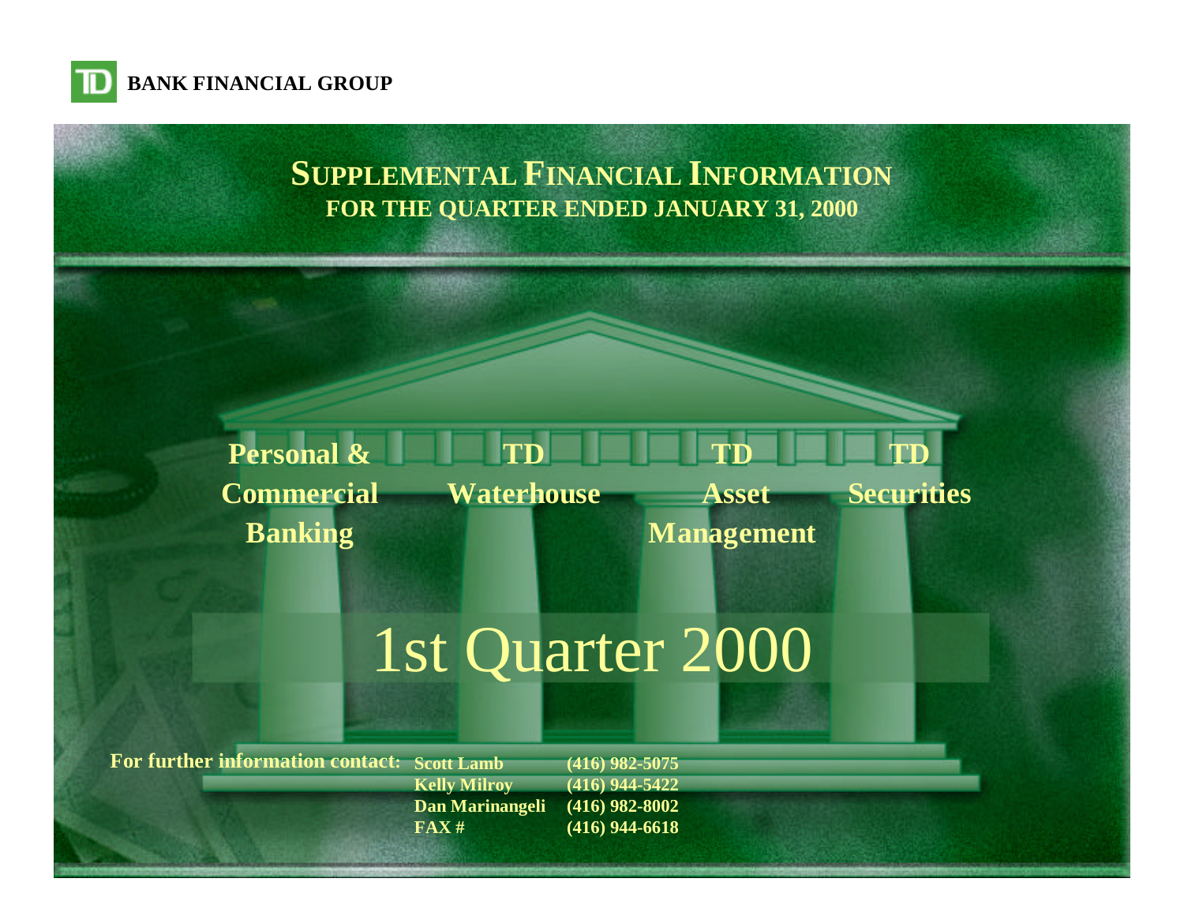**TD BANK FINANCIAL GROUP**

# SUPPLEMENTAL FINANCIAL INFORMATION

## FOR THE QUARTER ENDED JANUARY 31, 2000

**Personal & Commercial Banking**

**TD Waterhouse**

**TD Asset Management**

**TD Securities**

# 1st Quarter 2000

**For further information contact:**

| | |
|---|---|
| **Scott Lamb** | **(416) 982-5075** |
| **Kelly Milroy** | **(416) 944-5422** |
| **Dan Marinangeli** | **(416) 982-8002** |
| **FAX #** | **(416) 944-6618** |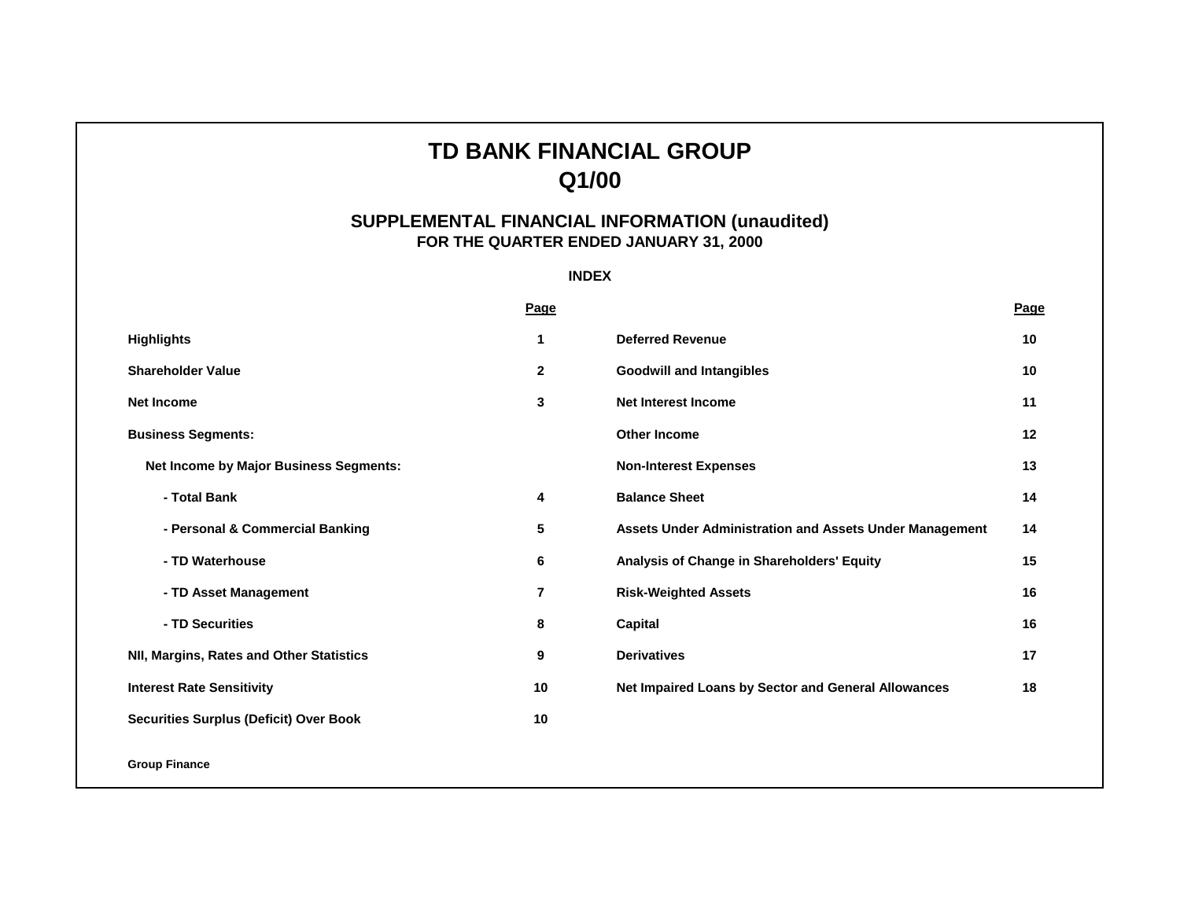# TD BANK FINANCIAL GROUP
# Q1/00

## SUPPLEMENTAL FINANCIAL INFORMATION (unaudited)
### FOR THE QUARTER ENDED JANUARY 31, 2000

**INDEX**

| | Page | | Page |
|---|---|---|---|
| **Highlights** | 1 | **Deferred Revenue** | 10 |
| **Shareholder Value** | 2 | **Goodwill and Intangibles** | 10 |
| **Net Income** | 3 | **Net Interest Income** | 11 |
| **Business Segments:** | | **Other Income** | 12 |
| **Net Income by Major Business Segments:** | | **Non-Interest Expenses** | 13 |
| **- Total Bank** | 4 | **Balance Sheet** | 14 |
| **- Personal & Commercial Banking** | 5 | **Assets Under Administration and Assets Under Management** | 14 |
| **- TD Waterhouse** | 6 | **Analysis of Change in Shareholders' Equity** | 15 |
| **- TD Asset Management** | 7 | **Risk-Weighted Assets** | 16 |
| **- TD Securities** | 8 | **Capital** | 16 |
| **NII, Margins, Rates and Other Statistics** | 9 | **Derivatives** | 17 |
| **Interest Rate Sensitivity** | 10 | **Net Impaired Loans by Sector and General Allowances** | 18 |
| **Securities Surplus (Deficit) Over Book** | 10 | | |

**Group Finance**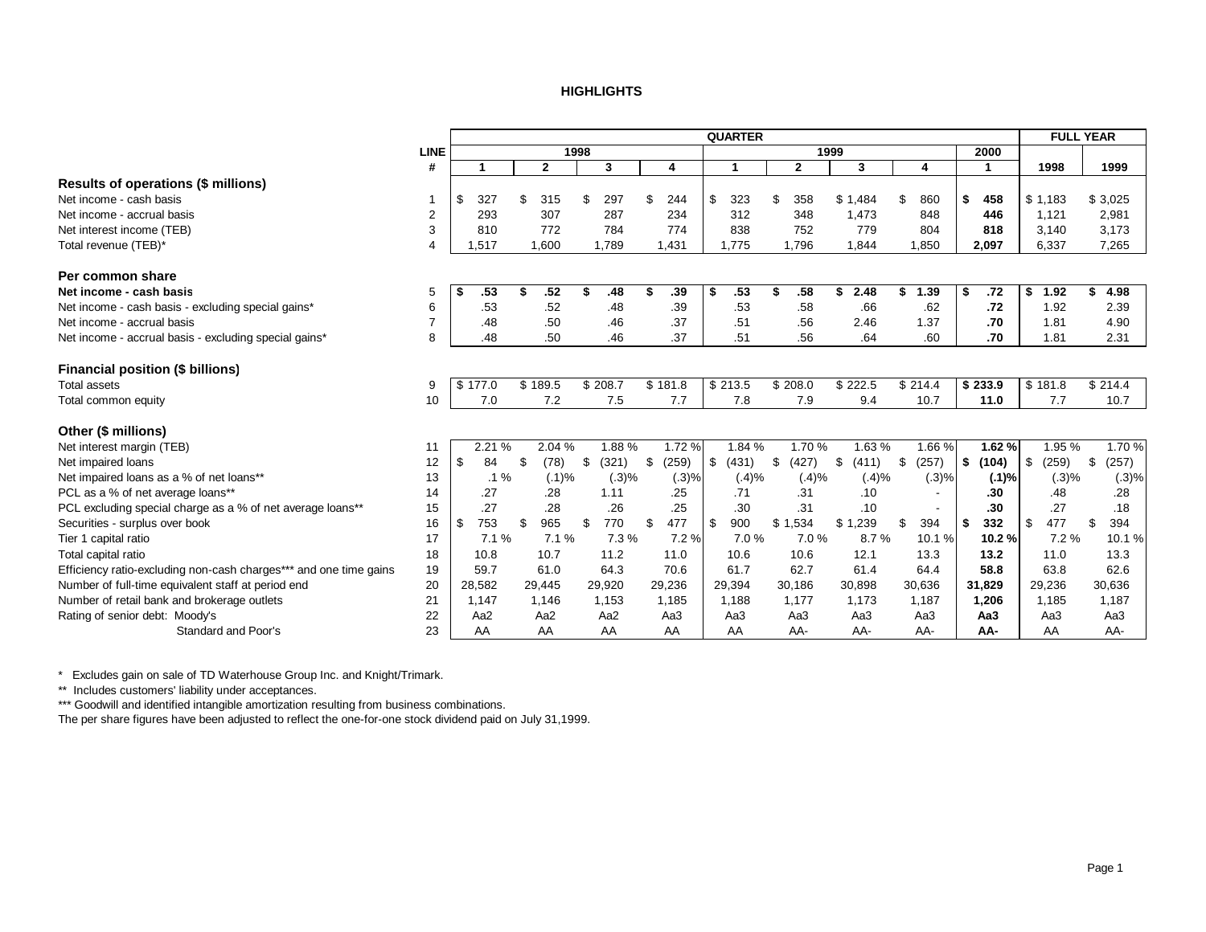# HIGHLIGHTS

| | LINE # | QUARTER 1998 1 | 1998 2 | 1998 3 | 1998 4 | 1999 1 | 1999 2 | 1999 3 | 1999 4 | 2000 1 | FULL YEAR 1998 | FULL YEAR 1999 |
|---|---|---|---|---|---|---|---|---|---|---|---|---|
| **Results of operations ($ millions)** | | | | | | | | | | | | |
| Net income - cash basis | 1 | $ 327 | $ 315 | $ 297 | $ 244 | $ 323 | $ 358 | $ 1,484 | $ 860 | **$ 458** | $ 1,183 | $ 3,025 |
| Net income - accrual basis | 2 | 293 | 307 | 287 | 234 | 312 | 348 | 1,473 | 848 | **446** | 1,121 | 2,981 |
| Net interest income (TEB) | 3 | 810 | 772 | 784 | 774 | 838 | 752 | 779 | 804 | **818** | 3,140 | 3,173 |
| Total revenue (TEB)* | 4 | 1,517 | 1,600 | 1,789 | 1,431 | 1,775 | 1,796 | 1,844 | 1,850 | **2,097** | 6,337 | 7,265 |
| **Per common share** | | | | | | | | | | | | |
| **Net income - cash basis** | 5 | **$ .53** | **$ .52** | **$ .48** | **$ .39** | **$ .53** | **$ .58** | **$ 2.48** | **$ 1.39** | **$ .72** | **$ 1.92** | **$ 4.98** |
| Net income - cash basis - excluding special gains* | 6 | .53 | .52 | .48 | .39 | .53 | .58 | .66 | .62 | **.72** | 1.92 | 2.39 |
| Net income - accrual basis | 7 | .48 | .50 | .46 | .37 | .51 | .56 | 2.46 | 1.37 | **.70** | 1.81 | 4.90 |
| Net income - accrual basis - excluding special gains* | 8 | .48 | .50 | .46 | .37 | .51 | .56 | .64 | .60 | **.70** | 1.81 | 2.31 |
| **Financial position ($ billions)** | | | | | | | | | | | | |
| Total assets | 9 | $ 177.0 | $ 189.5 | $ 208.7 | $ 181.8 | $ 213.5 | $ 208.0 | $ 222.5 | $ 214.4 | **$ 233.9** | $ 181.8 | $ 214.4 |
| Total common equity | 10 | 7.0 | 7.2 | 7.5 | 7.7 | 7.8 | 7.9 | 9.4 | 10.7 | **11.0** | 7.7 | 10.7 |
| **Other ($ millions)** | | | | | | | | | | | | |
| Net interest margin (TEB) | 11 | 2.21 % | 2.04 % | 1.88 % | 1.72 % | 1.84 % | 1.70 % | 1.63 % | 1.66 % | **1.62 %** | 1.95 % | 1.70 % |
| Net impaired loans | 12 | $ 84 | $ (78) | $ (321) | $ (259) | $ (431) | $ (427) | $ (411) | $ (257) | **$ (104)** | $ (259) | $ (257) |
| Net impaired loans as a % of net loans** | 13 | .1 % | (.1)% | (.3)% | (.3)% | (.4)% | (.4)% | (.4)% | (.3)% | **(.1)%** | (.3)% | (.3)% |
| PCL as a % of net average loans** | 14 | .27 | .28 | 1.11 | .25 | .71 | .31 | .10 | - | **.30** | .48 | .28 |
| PCL excluding special charge as a % of net average loans** | 15 | .27 | .28 | .26 | .25 | .30 | .31 | .10 | - | **.30** | .27 | .18 |
| Securities - surplus over book | 16 | $ 753 | $ 965 | $ 770 | $ 477 | $ 900 | $ 1,534 | $ 1,239 | $ 394 | **$ 332** | $ 477 | $ 394 |
| Tier 1 capital ratio | 17 | 7.1 % | 7.1 % | 7.3 % | 7.2 % | 7.0 % | 7.0 % | 8.7 % | 10.1 % | **10.2 %** | 7.2 % | 10.1 % |
| Total capital ratio | 18 | 10.8 | 10.7 | 11.2 | 11.0 | 10.6 | 10.6 | 12.1 | 13.3 | **13.2** | 11.0 | 13.3 |
| Efficiency ratio-excluding non-cash charges*** and one time gains | 19 | 59.7 | 61.0 | 64.3 | 70.6 | 61.7 | 62.7 | 61.4 | 64.4 | **58.8** | 63.8 | 62.6 |
| Number of full-time equivalent staff at period end | 20 | 28,582 | 29,445 | 29,920 | 29,236 | 29,394 | 30,186 | 30,898 | 30,636 | **31,829** | 29,236 | 30,636 |
| Number of retail bank and brokerage outlets | 21 | 1,147 | 1,146 | 1,153 | 1,185 | 1,188 | 1,177 | 1,173 | 1,187 | **1,206** | 1,185 | 1,187 |
| Rating of senior debt: Moody's | 22 | Aa2 | Aa2 | Aa2 | Aa3 | Aa3 | Aa3 | Aa3 | Aa3 | **Aa3** | Aa3 | Aa3 |
| Standard and Poor's | 23 | AA | AA | AA | AA | AA | AA- | AA- | AA- | **AA-** | AA | AA- |

\* Excludes gain on sale of TD Waterhouse Group Inc. and Knight/Trimark.

** Includes customers' liability under acceptances.

*** Goodwill and identified intangible amortization resulting from business combinations.

The per share figures have been adjusted to reflect the one-for-one stock dividend paid on July 31,1999.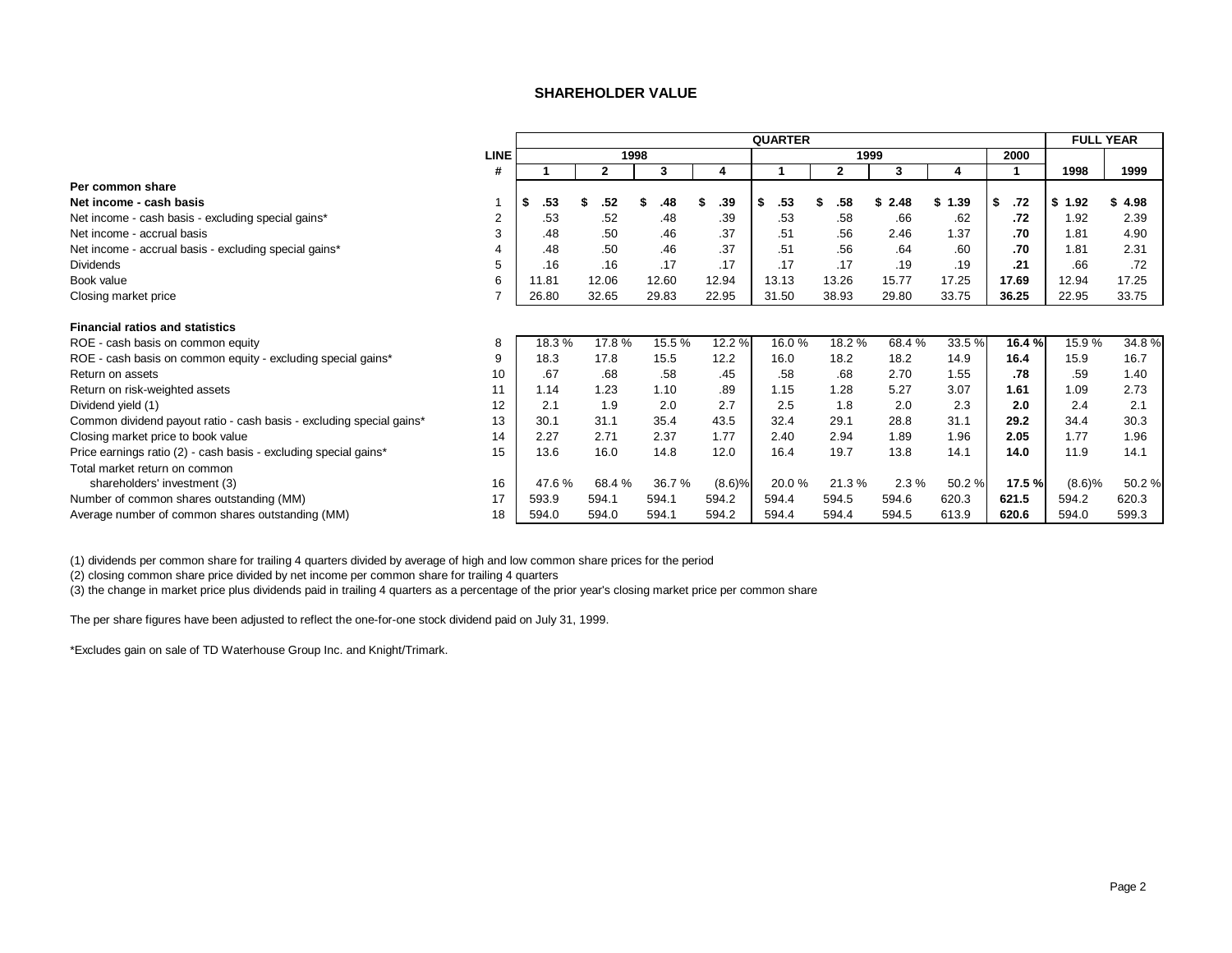## SHAREHOLDER VALUE

| | LINE | QUARTER | | | | | | | | | FULL YEAR | |
|---|---|---|---|---|---|---|---|---|---|---|---|---|
| | | 1998 | | | | 1999 | | | | 2000 | | |
| | # | 1 | 2 | 3 | 4 | 1 | 2 | 3 | 4 | 1 | 1998 | 1999 |
| **Per common share** | | | | | | | | | | | | |
| **Net income - cash basis** | 1 | **$ .53** | **$ .52** | **$ .48** | **$ .39** | **$ .53** | **$ .58** | **$ 2.48** | **$ 1.39** | **$ .72** | **$ 1.92** | **$ 4.98** |
| Net income - cash basis - excluding special gains* | 2 | .53 | .52 | .48 | .39 | .53 | .58 | .66 | .62 | **.72** | 1.92 | 2.39 |
| Net income - accrual basis | 3 | .48 | .50 | .46 | .37 | .51 | .56 | 2.46 | 1.37 | **.70** | 1.81 | 4.90 |
| Net income - accrual basis - excluding special gains* | 4 | .48 | .50 | .46 | .37 | .51 | .56 | .64 | .60 | **.70** | 1.81 | 2.31 |
| Dividends | 5 | .16 | .16 | .17 | .17 | .17 | .17 | .19 | .19 | **.21** | .66 | .72 |
| Book value | 6 | 11.81 | 12.06 | 12.60 | 12.94 | 13.13 | 13.26 | 15.77 | 17.25 | **17.69** | 12.94 | 17.25 |
| Closing market price | 7 | 26.80 | 32.65 | 29.83 | 22.95 | 31.50 | 38.93 | 29.80 | 33.75 | **36.25** | 22.95 | 33.75 |
| **Financial ratios and statistics** | | | | | | | | | | | | |
| ROE - cash basis on common equity | 8 | 18.3 % | 17.8 % | 15.5 % | 12.2 % | 16.0 % | 18.2 % | 68.4 % | 33.5 % | **16.4 %** | 15.9 % | 34.8 % |
| ROE - cash basis on common equity - excluding special gains* | 9 | 18.3 | 17.8 | 15.5 | 12.2 | 16.0 | 18.2 | 18.2 | 14.9 | **16.4** | 15.9 | 16.7 |
| Return on assets | 10 | .67 | .68 | .58 | .45 | .58 | .68 | 2.70 | 1.55 | **.78** | .59 | 1.40 |
| Return on risk-weighted assets | 11 | 1.14 | 1.23 | 1.10 | .89 | 1.15 | 1.28 | 5.27 | 3.07 | **1.61** | 1.09 | 2.73 |
| Dividend yield (1) | 12 | 2.1 | 1.9 | 2.0 | 2.7 | 2.5 | 1.8 | 2.0 | 2.3 | **2.0** | 2.4 | 2.1 |
| Common dividend payout ratio - cash basis - excluding special gains* | 13 | 30.1 | 31.1 | 35.4 | 43.5 | 32.4 | 29.1 | 28.8 | 31.1 | **29.2** | 34.4 | 30.3 |
| Closing market price to book value | 14 | 2.27 | 2.71 | 2.37 | 1.77 | 2.40 | 2.94 | 1.89 | 1.96 | **2.05** | 1.77 | 1.96 |
| Price earnings ratio (2) - cash basis - excluding special gains* | 15 | 13.6 | 16.0 | 14.8 | 12.0 | 16.4 | 19.7 | 13.8 | 14.1 | **14.0** | 11.9 | 14.1 |
| Total market return on common shareholders' investment (3) | 16 | 47.6 % | 68.4 % | 36.7 % | (8.6)% | 20.0 % | 21.3 % | 2.3 % | 50.2 % | **17.5 %** | (8.6)% | 50.2 % |
| Number of common shares outstanding (MM) | 17 | 593.9 | 594.1 | 594.1 | 594.2 | 594.4 | 594.5 | 594.6 | 620.3 | **621.5** | 594.2 | 620.3 |
| Average number of common shares outstanding (MM) | 18 | 594.0 | 594.0 | 594.1 | 594.2 | 594.4 | 594.4 | 594.5 | 613.9 | **620.6** | 594.0 | 599.3 |

(1) dividends per common share for trailing 4 quarters divided by average of high and low common share prices for the period

(2) closing common share price divided by net income per common share for trailing 4 quarters

(3) the change in market price plus dividends paid in trailing 4 quarters as a percentage of the prior year's closing market price per common share

The per share figures have been adjusted to reflect the one-for-one stock dividend paid on July 31, 1999.

*Excludes gain on sale of TD Waterhouse Group Inc. and Knight/Trimark.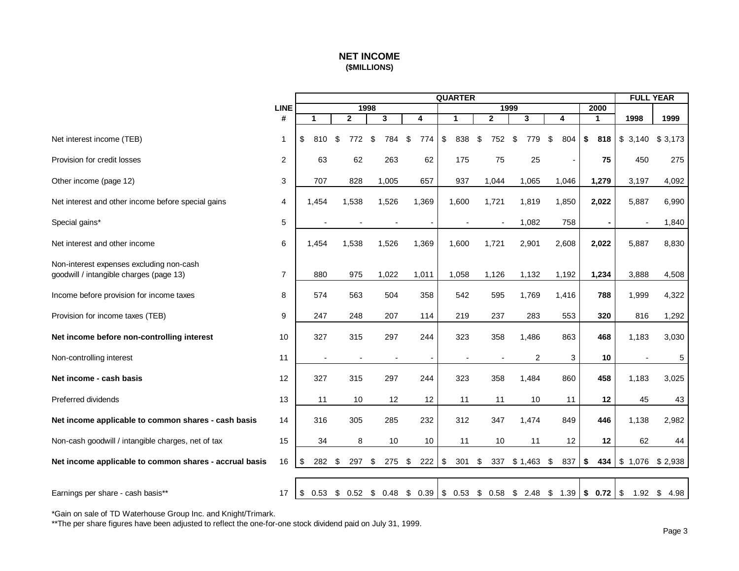# NET INCOME
## ($MILLIONS)

| | LINE # | QUARTER 1998 1 | 1998 2 | 1998 3 | 1998 4 | 1999 1 | 1999 2 | 1999 3 | 1999 4 | 2000 1 | FULL YEAR 1998 | FULL YEAR 1999 |
|---|---|---|---|---|---|---|---|---|---|---|---|---|
| Net interest income (TEB) | 1 | $ 810 | $ 772 | $ 784 | $ 774 | $ 838 | $ 752 | $ 779 | $ 804 | **$ 818** | $ 3,140 | $ 3,173 |
| Provision for credit losses | 2 | 63 | 62 | 263 | 62 | 175 | 75 | 25 | - | **75** | 450 | 275 |
| Other income (page 12) | 3 | 707 | 828 | 1,005 | 657 | 937 | 1,044 | 1,065 | 1,046 | **1,279** | 3,197 | 4,092 |
| Net interest and other income before special gains | 4 | 1,454 | 1,538 | 1,526 | 1,369 | 1,600 | 1,721 | 1,819 | 1,850 | **2,022** | 5,887 | 6,990 |
| Special gains* | 5 | - | - | - | - | - | - | 1,082 | 758 | **-** | - | 1,840 |
| Net interest and other income | 6 | 1,454 | 1,538 | 1,526 | 1,369 | 1,600 | 1,721 | 2,901 | 2,608 | **2,022** | 5,887 | 8,830 |
| Non-interest expenses excluding non-cash goodwill / intangible charges (page 13) | 7 | 880 | 975 | 1,022 | 1,011 | 1,058 | 1,126 | 1,132 | 1,192 | **1,234** | 3,888 | 4,508 |
| Income before provision for income taxes | 8 | 574 | 563 | 504 | 358 | 542 | 595 | 1,769 | 1,416 | **788** | 1,999 | 4,322 |
| Provision for income taxes (TEB) | 9 | 247 | 248 | 207 | 114 | 219 | 237 | 283 | 553 | **320** | 816 | 1,292 |
| **Net income before non-controlling interest** | 10 | 327 | 315 | 297 | 244 | 323 | 358 | 1,486 | 863 | **468** | 1,183 | 3,030 |
| Non-controlling interest | 11 | - | - | - | - | - | - | 2 | 3 | **10** | - | 5 |
| **Net income - cash basis** | 12 | 327 | 315 | 297 | 244 | 323 | 358 | 1,484 | 860 | **458** | 1,183 | 3,025 |
| Preferred dividends | 13 | 11 | 10 | 12 | 12 | 11 | 11 | 10 | 11 | **12** | 45 | 43 |
| **Net income applicable to common shares - cash basis** | 14 | 316 | 305 | 285 | 232 | 312 | 347 | 1,474 | 849 | **446** | 1,138 | 2,982 |
| Non-cash goodwill / intangible charges, net of tax | 15 | 34 | 8 | 10 | 10 | 11 | 10 | 11 | 12 | **12** | 62 | 44 |
| **Net income applicable to common shares - accrual basis** | 16 | $ 282 | $ 297 | $ 275 | $ 222 | $ 301 | $ 337 | $ 1,463 | $ 837 | **$ 434** | $ 1,076 | $ 2,938 |
| Earnings per share - cash basis** | 17 | $ 0.53 | $ 0.52 | $ 0.48 | $ 0.39 | $ 0.53 | $ 0.58 | $ 2.48 | $ 1.39 | **$ 0.72** | $ 1.92 | $ 4.98 |

*Gain on sale of TD Waterhouse Group Inc. and Knight/Trimark.

**The per share figures have been adjusted to reflect the one-for-one stock dividend paid on July 31, 1999.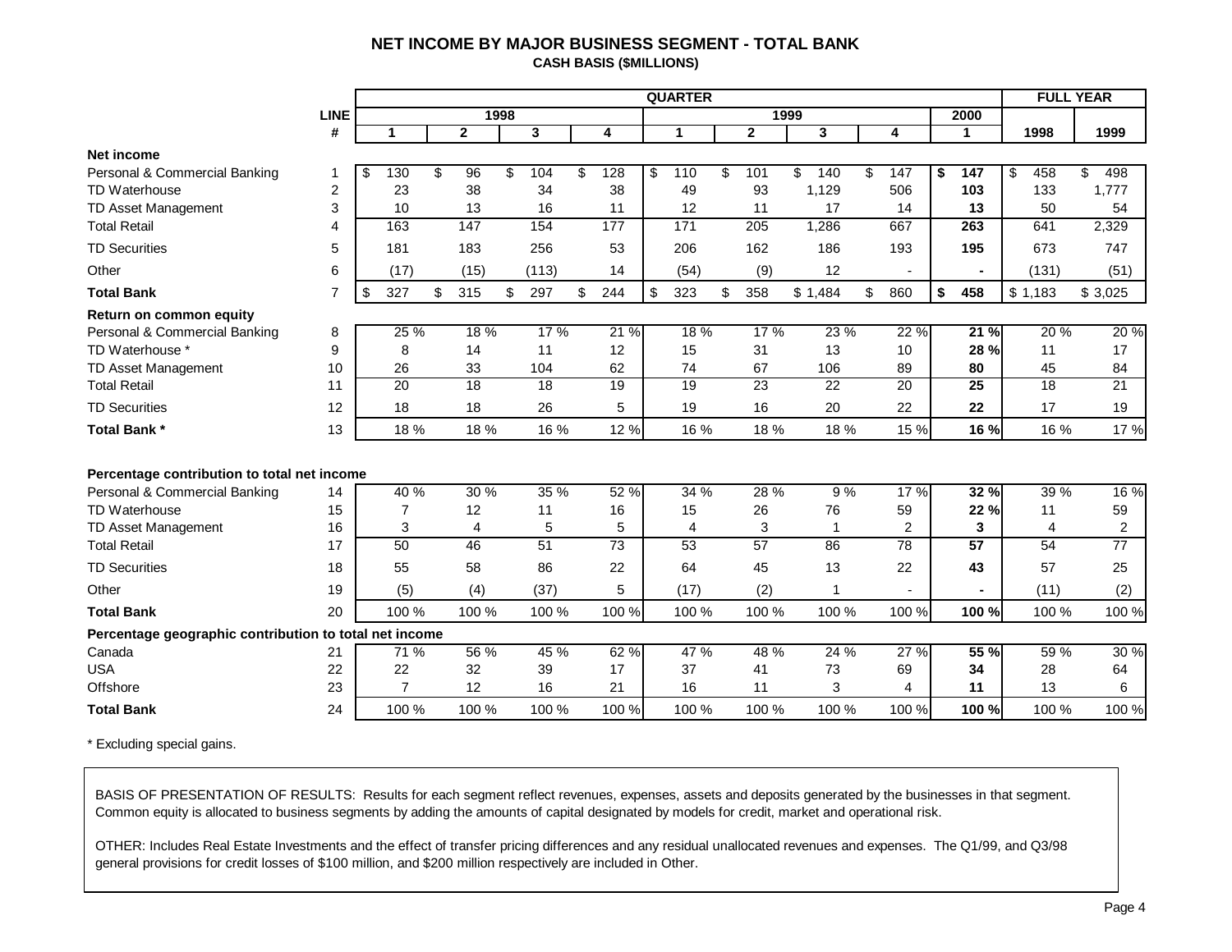# NET INCOME BY MAJOR BUSINESS SEGMENT - TOTAL BANK

**CASH BASIS ($MILLIONS)**

| | LINE # | QUARTER 1998 Q1 | 1998 Q2 | 1998 Q3 | 1998 Q4 | 1999 Q1 | 1999 Q2 | 1999 Q3 | 1999 Q4 | 2000 Q1 | FULL YEAR 1998 | FULL YEAR 1999 |
|---|---|---|---|---|---|---|---|---|---|---|---|---|
| **Net income** | | | | | | | | | | | | |
| Personal & Commercial Banking | 1 | $ 130 | $ 96 | $ 104 | $ 128 | $ 110 | $ 101 | $ 140 | $ 147 | **$ 147** | $ 458 | $ 498 |
| TD Waterhouse | 2 | 23 | 38 | 34 | 38 | 49 | 93 | 1,129 | 506 | **103** | 133 | 1,777 |
| TD Asset Management | 3 | 10 | 13 | 16 | 11 | 12 | 11 | 17 | 14 | **13** | 50 | 54 |
| Total Retail | 4 | 163 | 147 | 154 | 177 | 171 | 205 | 1,286 | 667 | **263** | 641 | 2,329 |
| TD Securities | 5 | 181 | 183 | 256 | 53 | 206 | 162 | 186 | 193 | **195** | 673 | 747 |
| Other | 6 | (17) | (15) | (113) | 14 | (54) | (9) | 12 | - | **-** | (131) | (51) |
| **Total Bank** | 7 | $ 327 | $ 315 | $ 297 | $ 244 | $ 323 | $ 358 | $ 1,484 | $ 860 | **$ 458** | $ 1,183 | $ 3,025 |
| **Return on common equity** | | | | | | | | | | | | |
| Personal & Commercial Banking | 8 | 25 % | 18 % | 17 % | 21 % | 18 % | 17 % | 23 % | 22 % | **21 %** | 20 % | 20 % |
| TD Waterhouse * | 9 | 8 | 14 | 11 | 12 | 15 | 31 | 13 | 10 | **28 %** | 11 | 17 |
| TD Asset Management | 10 | 26 | 33 | 104 | 62 | 74 | 67 | 106 | 89 | **80** | 45 | 84 |
| Total Retail | 11 | 20 | 18 | 18 | 19 | 19 | 23 | 22 | 20 | **25** | 18 | 21 |
| TD Securities | 12 | 18 | 18 | 26 | 5 | 19 | 16 | 20 | 22 | **22** | 17 | 19 |
| **Total Bank *** | 13 | 18 % | 18 % | 16 % | 12 % | 16 % | 18 % | 18 % | 15 % | **16 %** | 16 % | 17 % |
| **Percentage contribution to total net income** | | | | | | | | | | | | |
| Personal & Commercial Banking | 14 | 40 % | 30 % | 35 % | 52 % | 34 % | 28 % | 9 % | 17 % | **32 %** | 39 % | 16 % |
| TD Waterhouse | 15 | 7 | 12 | 11 | 16 | 15 | 26 | 76 | 59 | **22 %** | 11 | 59 |
| TD Asset Management | 16 | 3 | 4 | 5 | 5 | 4 | 3 | 1 | 2 | **3** | 4 | 2 |
| Total Retail | 17 | 50 | 46 | 51 | 73 | 53 | 57 | 86 | 78 | **57** | 54 | 77 |
| TD Securities | 18 | 55 | 58 | 86 | 22 | 64 | 45 | 13 | 22 | **43** | 57 | 25 |
| Other | 19 | (5) | (4) | (37) | 5 | (17) | (2) | 1 | - | **-** | (11) | (2) |
| **Total Bank** | 20 | 100 % | 100 % | 100 % | 100 % | 100 % | 100 % | 100 % | 100 % | **100 %** | 100 % | 100 % |
| **Percentage geographic contribution to total net income** | | | | | | | | | | | | |
| Canada | 21 | 71 % | 56 % | 45 % | 62 % | 47 % | 48 % | 24 % | 27 % | **55 %** | 59 % | 30 % |
| USA | 22 | 22 | 32 | 39 | 17 | 37 | 41 | 73 | 69 | **34** | 28 | 64 |
| Offshore | 23 | 7 | 12 | 16 | 21 | 16 | 11 | 3 | 4 | **11** | 13 | 6 |
| **Total Bank** | 24 | 100 % | 100 % | 100 % | 100 % | 100 % | 100 % | 100 % | 100 % | **100 %** | 100 % | 100 % |

* Excluding special gains.

BASIS OF PRESENTATION OF RESULTS: Results for each segment reflect revenues, expenses, assets and deposits generated by the businesses in that segment. Common equity is allocated to business segments by adding the amounts of capital designated by models for credit, market and operational risk.

OTHER: Includes Real Estate Investments and the effect of transfer pricing differences and any residual unallocated revenues and expenses. The Q1/99, and Q3/98 general provisions for credit losses of $100 million, and $200 million respectively are included in Other.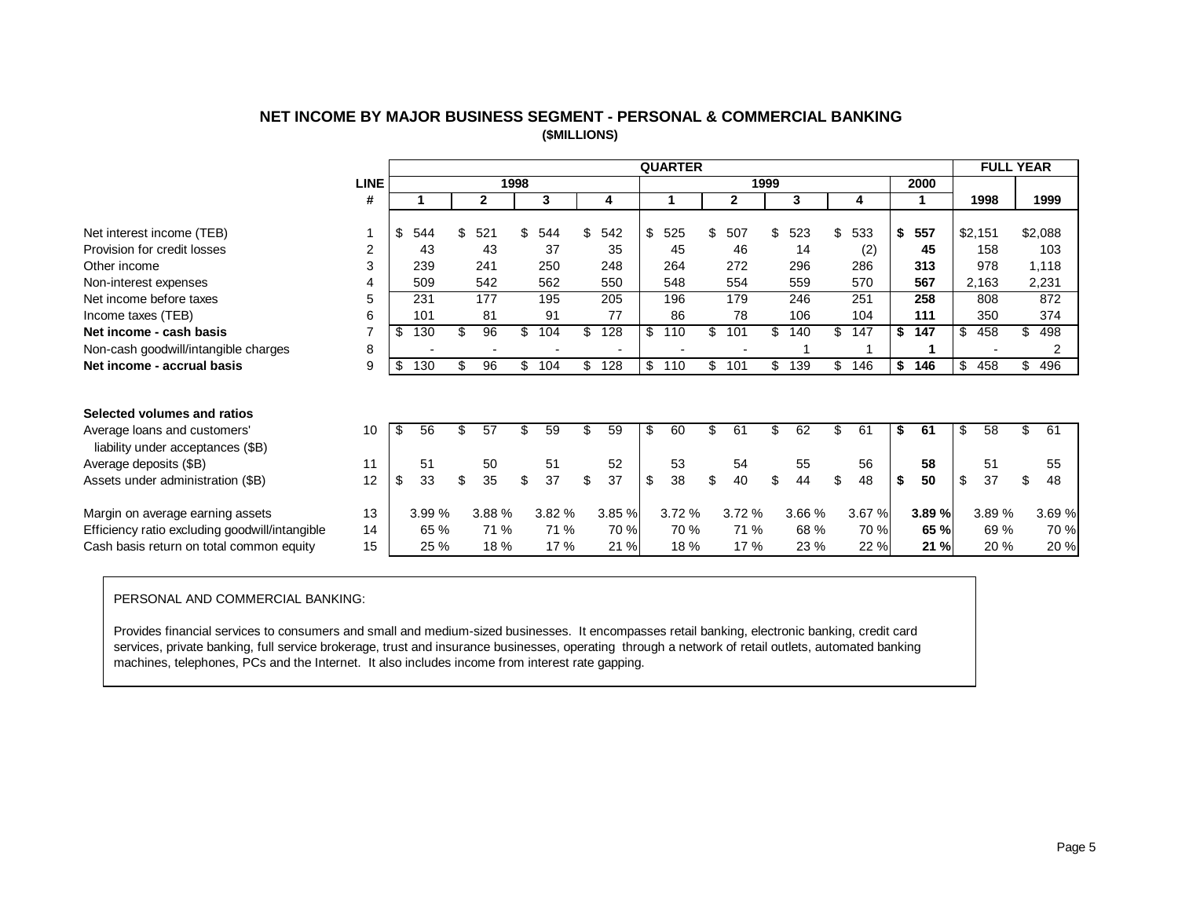## NET INCOME BY MAJOR BUSINESS SEGMENT - PERSONAL & COMMERCIAL BANKING

**($MILLIONS)**

| | LINE | QUARTER | | | | | | | | | FULL YEAR | |
|---|---|---|---|---|---|---|---|---|---|---|---|---|
| | | 1998 | | | | 1999 | | | | 2000 | | |
| | # | 1 | 2 | 3 | 4 | 1 | 2 | 3 | 4 | 1 | 1998 | 1999 |
| Net interest income (TEB) | 1 | $ 544 | $ 521 | $ 544 | $ 542 | $ 525 | $ 507 | $ 523 | $ 533 | **$ 557** | $2,151 | $2,088 |
| Provision for credit losses | 2 | 43 | 43 | 37 | 35 | 45 | 46 | 14 | (2) | **45** | 158 | 103 |
| Other income | 3 | 239 | 241 | 250 | 248 | 264 | 272 | 296 | 286 | **313** | 978 | 1,118 |
| Non-interest expenses | 4 | 509 | 542 | 562 | 550 | 548 | 554 | 559 | 570 | **567** | 2,163 | 2,231 |
| Net income before taxes | 5 | 231 | 177 | 195 | 205 | 196 | 179 | 246 | 251 | **258** | 808 | 872 |
| Income taxes (TEB) | 6 | 101 | 81 | 91 | 77 | 86 | 78 | 106 | 104 | **111** | 350 | 374 |
| **Net income - cash basis** | 7 | $ 130 | $ 96 | $ 104 | $ 128 | $ 110 | $ 101 | $ 140 | $ 147 | **$ 147** | $ 458 | $ 498 |
| Non-cash goodwill/intangible charges | 8 | - | - | - | - | - | - | 1 | 1 | **1** | - | 2 |
| **Net income - accrual basis** | 9 | $ 130 | $ 96 | $ 104 | $ 128 | $ 110 | $ 101 | $ 139 | $ 146 | **$ 146** | $ 458 | $ 496 |
| | | | | | | | | | | | | |
| **Selected volumes and ratios** | | | | | | | | | | | | |
| Average loans and customers' liability under acceptances ($B) | 10 | $ 56 | $ 57 | $ 59 | $ 59 | $ 60 | $ 61 | $ 62 | $ 61 | **$ 61** | $ 58 | $ 61 |
| Average deposits ($B) | 11 | 51 | 50 | 51 | 52 | 53 | 54 | 55 | 56 | **58** | 51 | 55 |
| Assets under administration ($B) | 12 | $ 33 | $ 35 | $ 37 | $ 37 | $ 38 | $ 40 | $ 44 | $ 48 | **$ 50** | $ 37 | $ 48 |
| | | | | | | | | | | | | |
| Margin on average earning assets | 13 | 3.99 % | 3.88 % | 3.82 % | 3.85 % | 3.72 % | 3.72 % | 3.66 % | 3.67 % | **3.89 %** | 3.89 % | 3.69 % |
| Efficiency ratio excluding goodwill/intangible | 14 | 65 % | 71 % | 71 % | 70 % | 70 % | 71 % | 68 % | 70 % | **65 %** | 69 % | 70 % |
| Cash basis return on total common equity | 15 | 25 % | 18 % | 17 % | 21 % | 18 % | 17 % | 23 % | 22 % | **21 %** | 20 % | 20 % |

PERSONAL AND COMMERCIAL BANKING:

Provides financial services to consumers and small and medium-sized businesses. It encompasses retail banking, electronic banking, credit card services, private banking, full service brokerage, trust and insurance businesses, operating through a network of retail outlets, automated banking machines, telephones, PCs and the Internet. It also includes income from interest rate gapping.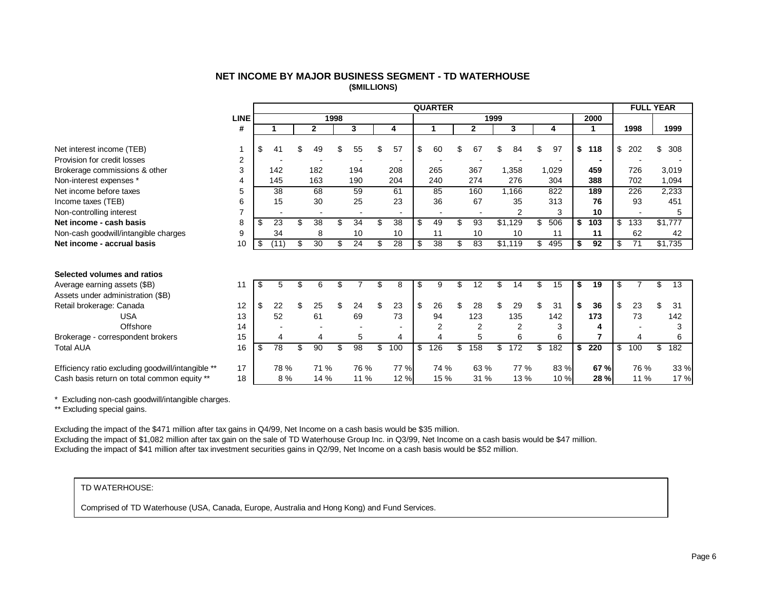## NET INCOME BY MAJOR BUSINESS SEGMENT - TD WATERHOUSE
### ($MILLIONS)

| | LINE # | QUARTER 1998 Q1 | 1998 Q2 | 1998 Q3 | 1998 Q4 | 1999 Q1 | 1999 Q2 | 1999 Q3 | 1999 Q4 | 2000 Q1 | FULL YEAR 1998 | FULL YEAR 1999 |
|---|---|---|---|---|---|---|---|---|---|---|---|---|
| Net interest income (TEB) | 1 | $ 41 | $ 49 | $ 55 | $ 57 | $ 60 | $ 67 | $ 84 | $ 97 | **$ 118** | $ 202 | $ 308 |
| Provision for credit losses | 2 | - | - | - | - | - | - | - | - | **-** | - | - |
| Brokerage commissions & other | 3 | 142 | 182 | 194 | 208 | 265 | 367 | 1,358 | 1,029 | **459** | 726 | 3,019 |
| Non-interest expenses * | 4 | 145 | 163 | 190 | 204 | 240 | 274 | 276 | 304 | **388** | 702 | 1,094 |
| Net income before taxes | 5 | 38 | 68 | 59 | 61 | 85 | 160 | 1,166 | 822 | **189** | 226 | 2,233 |
| Income taxes (TEB) | 6 | 15 | 30 | 25 | 23 | 36 | 67 | 35 | 313 | **76** | 93 | 451 |
| Non-controlling interest | 7 | - | - | - | - | - | - | 2 | 3 | **10** | - | 5 |
| **Net income - cash basis** | 8 | $ 23 | $ 38 | $ 34 | $ 38 | $ 49 | $ 93 | $1,129 | $ 506 | **$ 103** | $ 133 | $1,777 |
| Non-cash goodwill/intangible charges | 9 | 34 | 8 | 10 | 10 | 11 | 10 | 10 | 11 | **11** | 62 | 42 |
| **Net income - accrual basis** | 10 | $ (11) | $ 30 | $ 24 | $ 28 | $ 38 | $ 83 | $1,119 | $ 495 | **$ 92** | $ 71 | $1,735 |
| **Selected volumes and ratios** | | | | | | | | | | | | |
| Average earning assets ($B) | 11 | $ 5 | $ 6 | $ 7 | $ 8 | $ 9 | $ 12 | $ 14 | $ 15 | **$ 19** | $ 7 | $ 13 |
| Assets under administration ($B) | | | | | | | | | | | | |
| Retail brokerage: Canada | 12 | $ 22 | $ 25 | $ 24 | $ 23 | $ 26 | $ 28 | $ 29 | $ 31 | **$ 36** | $ 23 | $ 31 |
| USA | 13 | 52 | 61 | 69 | 73 | 94 | 123 | 135 | 142 | **173** | 73 | 142 |
| Offshore | 14 | - | - | - | - | 2 | 2 | 2 | 3 | **4** | - | 3 |
| Brokerage - correspondent brokers | 15 | 4 | 4 | 5 | 4 | 4 | 5 | 6 | 6 | **7** | 4 | 6 |
| Total AUA | 16 | $ 78 | $ 90 | $ 98 | $ 100 | $ 126 | $ 158 | $ 172 | $ 182 | **$ 220** | $ 100 | $ 182 |
| Efficiency ratio excluding goodwill/intangible ** | 17 | 78 % | 71 % | 76 % | 77 % | 74 % | 63 % | 77 % | 83 % | **67 %** | 76 % | 33 % |
| Cash basis return on total common equity ** | 18 | 8 % | 14 % | 11 % | 12 % | 15 % | 31 % | 13 % | 10 % | **28 %** | 11 % | 17 % |

\* Excluding non-cash goodwill/intangible charges.

\** Excluding special gains.

Excluding the impact of the $471 million after tax gains in Q4/99, Net Income on a cash basis would be $35 million.
Excluding the impact of $1,082 million after tax gain on the sale of TD Waterhouse Group Inc. in Q3/99, Net Income on a cash basis would be $47 million.
Excluding the impact of $41 million after tax investment securities gains in Q2/99, Net Income on a cash basis would be $52 million.

TD WATERHOUSE:

Comprised of TD Waterhouse (USA, Canada, Europe, Australia and Hong Kong) and Fund Services.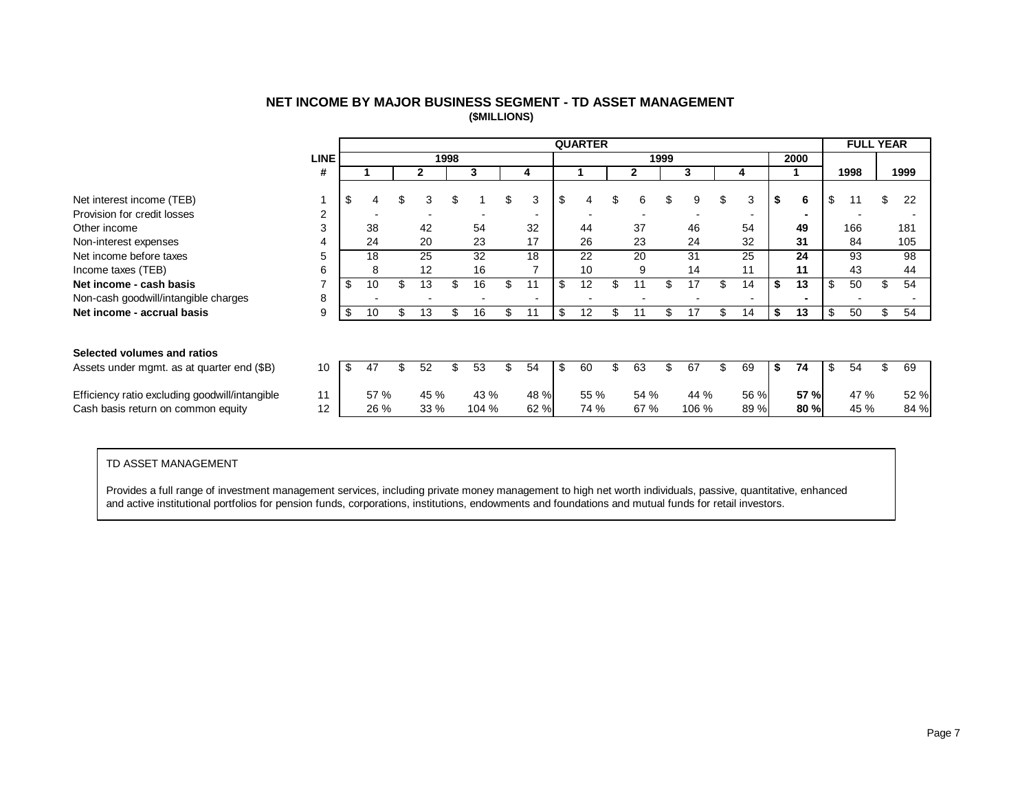# NET INCOME BY MAJOR BUSINESS SEGMENT - TD ASSET MANAGEMENT

**($MILLIONS)**

| | LINE # | 1998 Q1 | 1998 Q2 | 1998 Q3 | 1998 Q4 | 1999 Q1 | 1999 Q2 | 1999 Q3 | 1999 Q4 | 2000 Q1 | Full Year 1998 | Full Year 1999 |
|---|---|---|---|---|---|---|---|---|---|---|---|---|
| Net interest income (TEB) | 1 | $ 4 | $ 3 | $ 1 | $ 3 | $ 4 | $ 6 | $ 9 | $ 3 | **$ 6** | $ 11 | $ 22 |
| Provision for credit losses | 2 | - | - | - | - | - | - | - | - | **-** | - | - |
| Other income | 3 | 38 | 42 | 54 | 32 | 44 | 37 | 46 | 54 | **49** | 166 | 181 |
| Non-interest expenses | 4 | 24 | 20 | 23 | 17 | 26 | 23 | 24 | 32 | **31** | 84 | 105 |
| Net income before taxes | 5 | 18 | 25 | 32 | 18 | 22 | 20 | 31 | 25 | **24** | 93 | 98 |
| Income taxes (TEB) | 6 | 8 | 12 | 16 | 7 | 10 | 9 | 14 | 11 | **11** | 43 | 44 |
| **Net income - cash basis** | 7 | $ 10 | $ 13 | $ 16 | $ 11 | $ 12 | $ 11 | $ 17 | $ 14 | **$ 13** | $ 50 | $ 54 |
| Non-cash goodwill/intangible charges | 8 | - | - | - | - | - | - | - | - | **-** | - | - |
| **Net income - accrual basis** | 9 | $ 10 | $ 13 | $ 16 | $ 11 | $ 12 | $ 11 | $ 17 | $ 14 | **$ 13** | $ 50 | $ 54 |
| **Selected volumes and ratios** | | | | | | | | | | | | |
| Assets under mgmt. as at quarter end ($B) | 10 | $ 47 | $ 52 | $ 53 | $ 54 | $ 60 | $ 63 | $ 67 | $ 69 | **$ 74** | $ 54 | $ 69 |
| Efficiency ratio excluding goodwill/intangible | 11 | 57 % | 45 % | 43 % | 48 % | 55 % | 54 % | 44 % | 56 % | **57 %** | 47 % | 52 % |
| Cash basis return on common equity | 12 | 26 % | 33 % | 104 % | 62 % | 74 % | 67 % | 106 % | 89 % | **80 %** | 45 % | 84 % |

TD ASSET MANAGEMENT

Provides a full range of investment management services, including private money management to high net worth individuals, passive, quantitative, enhanced and active institutional portfolios for pension funds, corporations, institutions, endowments and foundations and mutual funds for retail investors.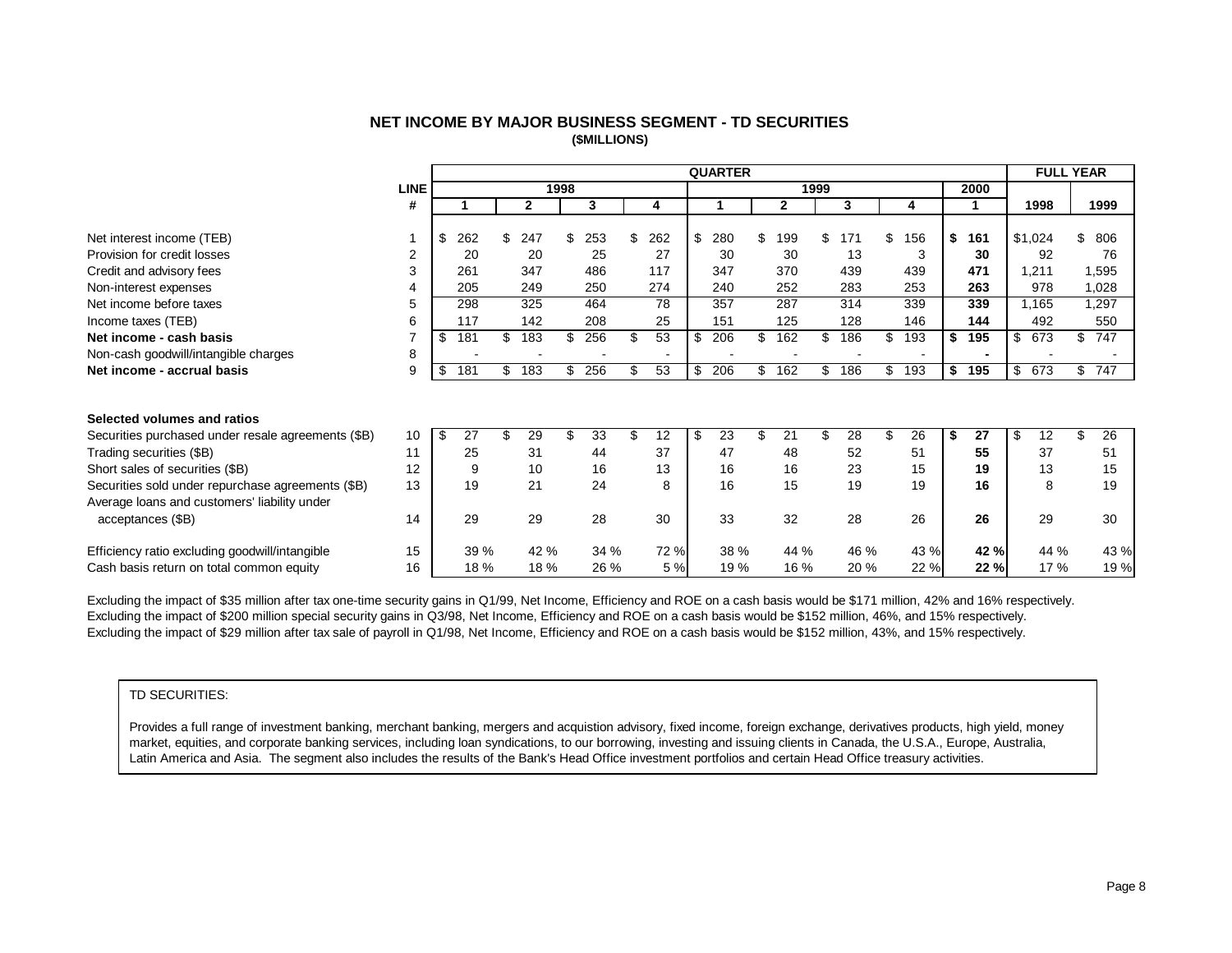## NET INCOME BY MAJOR BUSINESS SEGMENT - TD SECURITIES

**($MILLIONS)**

| | LINE | QUARTER | | | | | | | | | FULL YEAR | |
|---|---|---|---|---|---|---|---|---|---|---|---|---|
| | | 1998 | | | | 1999 | | | | 2000 | | |
| | # | 1 | 2 | 3 | 4 | 1 | 2 | 3 | 4 | 1 | 1998 | 1999 |
| Net interest income (TEB) | 1 | $ 262 | $ 247 | $ 253 | $ 262 | $ 280 | $ 199 | $ 171 | $ 156 | **$ 161** | $1,024 | $ 806 |
| Provision for credit losses | 2 | 20 | 20 | 25 | 27 | 30 | 30 | 13 | 3 | **30** | 92 | 76 |
| Credit and advisory fees | 3 | 261 | 347 | 486 | 117 | 347 | 370 | 439 | 439 | **471** | 1,211 | 1,595 |
| Non-interest expenses | 4 | 205 | 249 | 250 | 274 | 240 | 252 | 283 | 253 | **263** | 978 | 1,028 |
| Net income before taxes | 5 | 298 | 325 | 464 | 78 | 357 | 287 | 314 | 339 | **339** | 1,165 | 1,297 |
| Income taxes (TEB) | 6 | 117 | 142 | 208 | 25 | 151 | 125 | 128 | 146 | **144** | 492 | 550 |
| **Net income - cash basis** | 7 | $ 181 | $ 183 | $ 256 | $ 53 | $ 206 | $ 162 | $ 186 | $ 193 | **$ 195** | $ 673 | $ 747 |
| Non-cash goodwill/intangible charges | 8 | - | - | - | - | - | - | - | - | **-** | - | - |
| **Net income - accrual basis** | 9 | $ 181 | $ 183 | $ 256 | $ 53 | $ 206 | $ 162 | $ 186 | $ 193 | **$ 195** | $ 673 | $ 747 |
| **Selected volumes and ratios** | | | | | | | | | | | | |
| Securities purchased under resale agreements ($B) | 10 | $ 27 | $ 29 | $ 33 | $ 12 | $ 23 | $ 21 | $ 28 | $ 26 | **$ 27** | $ 12 | $ 26 |
| Trading securities ($B) | 11 | 25 | 31 | 44 | 37 | 47 | 48 | 52 | 51 | **55** | 37 | 51 |
| Short sales of securities ($B) | 12 | 9 | 10 | 16 | 13 | 16 | 16 | 23 | 15 | **19** | 13 | 15 |
| Securities sold under repurchase agreements ($B) | 13 | 19 | 21 | 24 | 8 | 16 | 15 | 19 | 19 | **16** | 8 | 19 |
| Average loans and customers' liability under acceptances ($B) | 14 | 29 | 29 | 28 | 30 | 33 | 32 | 28 | 26 | **26** | 29 | 30 |
| Efficiency ratio excluding goodwill/intangible | 15 | 39 % | 42 % | 34 % | 72 % | 38 % | 44 % | 46 % | 43 % | **42 %** | 44 % | 43 % |
| Cash basis return on total common equity | 16 | 18 % | 18 % | 26 % | 5 % | 19 % | 16 % | 20 % | 22 % | **22 %** | 17 % | 19 % |

Excluding the impact of $35 million after tax one-time security gains in Q1/99, Net Income, Efficiency and ROE on a cash basis would be $171 million, 42% and 16% respectively.
Excluding the impact of $200 million special security gains in Q3/98, Net Income, Efficiency and ROE on a cash basis would be $152 million, 46%, and 15% respectively.
Excluding the impact of $29 million after tax sale of payroll in Q1/98, Net Income, Efficiency and ROE on a cash basis would be $152 million, 43%, and 15% respectively.

TD SECURITIES:

Provides a full range of investment banking, merchant banking, mergers and acquistion advisory, fixed income, foreign exchange, derivatives products, high yield, money market, equities, and corporate banking services, including loan syndications, to our borrowing, investing and issuing clients in Canada, the U.S.A., Europe, Australia, Latin America and Asia. The segment also includes the results of the Bank's Head Office investment portfolios and certain Head Office treasury activities.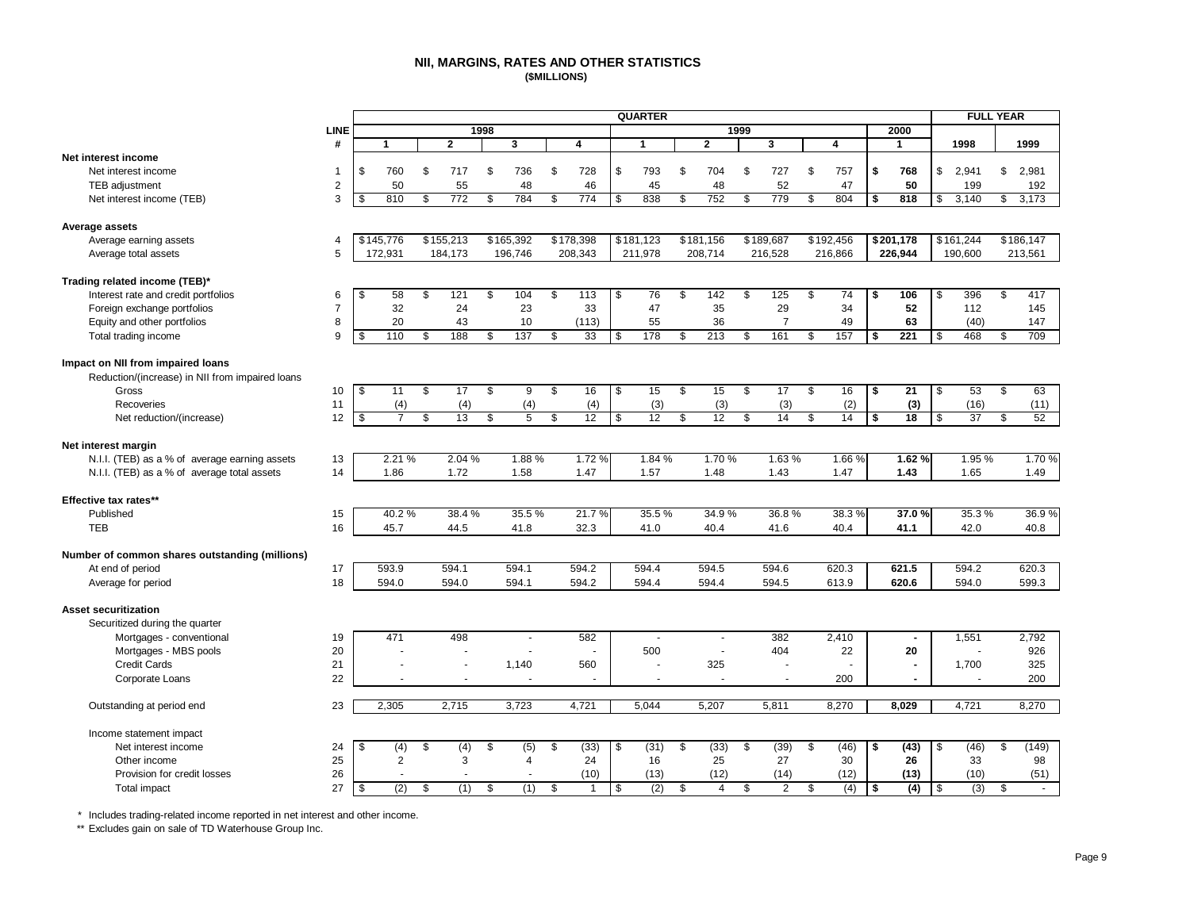# NII, MARGINS, RATES AND OTHER STATISTICS
**($MILLIONS)**

| | LINE # | QUARTER 1998 Q1 | 1998 Q2 | 1998 Q3 | 1998 Q4 | 1999 Q1 | 1999 Q2 | 1999 Q3 | 1999 Q4 | 2000 Q1 | FULL YEAR 1998 | FULL YEAR 1999 |
|---|---|---|---|---|---|---|---|---|---|---|---|---|
| **Net interest income** | | | | | | | | | | | | |
| Net interest income | 1 | $ 760 | $ 717 | $ 736 | $ 728 | $ 793 | $ 704 | $ 727 | $ 757 | **$ 768** | $ 2,941 | $ 2,981 |
| TEB adjustment | 2 | 50 | 55 | 48 | 46 | 45 | 48 | 52 | 47 | **50** | 199 | 192 |
| Net interest income (TEB) | 3 | $ 810 | $ 772 | $ 784 | $ 774 | $ 838 | $ 752 | $ 779 | $ 804 | **$ 818** | $ 3,140 | $ 3,173 |
| **Average assets** | | | | | | | | | | | | |
| Average earning assets | 4 | $145,776 | $155,213 | $165,392 | $178,398 | $181,123 | $181,156 | $189,687 | $192,456 | **$201,178** | $161,244 | $186,147 |
| Average total assets | 5 | 172,931 | 184,173 | 196,746 | 208,343 | 211,978 | 208,714 | 216,528 | 216,866 | **226,944** | 190,600 | 213,561 |
| **Trading related income (TEB)*** | | | | | | | | | | | | |
| Interest rate and credit portfolios | 6 | $ 58 | $ 121 | $ 104 | $ 113 | $ 76 | $ 142 | $ 125 | $ 74 | **$ 106** | $ 396 | $ 417 |
| Foreign exchange portfolios | 7 | 32 | 24 | 23 | 33 | 47 | 35 | 29 | 34 | **52** | 112 | 145 |
| Equity and other portfolios | 8 | 20 | 43 | 10 | (113) | 55 | 36 | 7 | 49 | **63** | (40) | 147 |
| Total trading income | 9 | $ 110 | $ 188 | $ 137 | $ 33 | $ 178 | $ 213 | $ 161 | $ 157 | **$ 221** | $ 468 | $ 709 |
| **Impact on NII from impaired loans** | | | | | | | | | | | | |
| Reduction/(increase) in NII from impaired loans | | | | | | | | | | | | |
| Gross | 10 | $ 11 | $ 17 | $ 9 | $ 16 | $ 15 | $ 15 | $ 17 | $ 16 | **$ 21** | $ 53 | $ 63 |
| Recoveries | 11 | (4) | (4) | (4) | (4) | (3) | (3) | (3) | (2) | **(3)** | (16) | (11) |
| Net reduction/(increase) | 12 | $ 7 | $ 13 | $ 5 | $ 12 | $ 12 | $ 12 | $ 14 | $ 14 | **$ 18** | $ 37 | $ 52 |
| **Net interest margin** | | | | | | | | | | | | |
| N.I.I. (TEB) as a % of average earning assets | 13 | 2.21 % | 2.04 % | 1.88 % | 1.72 % | 1.84 % | 1.70 % | 1.63 % | 1.66 % | **1.62 %** | 1.95 % | 1.70 % |
| N.I.I. (TEB) as a % of average total assets | 14 | 1.86 | 1.72 | 1.58 | 1.47 | 1.57 | 1.48 | 1.43 | 1.47 | **1.43** | 1.65 | 1.49 |
| **Effective tax rates**** | | | | | | | | | | | | |
| Published | 15 | 40.2 % | 38.4 % | 35.5 % | 21.7 % | 35.5 % | 34.9 % | 36.8 % | 38.3 % | **37.0 %** | 35.3 % | 36.9 % |
| TEB | 16 | 45.7 | 44.5 | 41.8 | 32.3 | 41.0 | 40.4 | 41.6 | 40.4 | **41.1** | 42.0 | 40.8 |
| **Number of common shares outstanding (millions)** | | | | | | | | | | | | |
| At end of period | 17 | 593.9 | 594.1 | 594.1 | 594.2 | 594.4 | 594.5 | 594.6 | 620.3 | **621.5** | 594.2 | 620.3 |
| Average for period | 18 | 594.0 | 594.0 | 594.1 | 594.2 | 594.4 | 594.4 | 594.5 | 613.9 | **620.6** | 594.0 | 599.3 |
| **Asset securitization** | | | | | | | | | | | | |
| Securitized during the quarter | | | | | | | | | | | | |
| Mortgages - conventional | 19 | 471 | 498 | - | 582 | - | - | 382 | 2,410 | **-** | 1,551 | 2,792 |
| Mortgages - MBS pools | 20 | - | - | - | - | 500 | - | 404 | 22 | **20** | - | 926 |
| Credit Cards | 21 | - | - | 1,140 | 560 | - | 325 | - | - | **-** | 1,700 | 325 |
| Corporate Loans | 22 | - | - | - | - | - | - | - | 200 | **-** | - | 200 |
| Outstanding at period end | 23 | 2,305 | 2,715 | 3,723 | 4,721 | 5,044 | 5,207 | 5,811 | 8,270 | **8,029** | 4,721 | 8,270 |
| Income statement impact | | | | | | | | | | | | |
| Net interest income | 24 | $ (4) | $ (4) | $ (5) | $ (33) | $ (31) | $ (33) | $ (39) | $ (46) | **$ (43)** | $ (46) | $ (149) |
| Other income | 25 | 2 | 3 | 4 | 24 | 16 | 25 | 27 | 30 | **26** | 33 | 98 |
| Provision for credit losses | 26 | - | - | - | (10) | (13) | (12) | (14) | (12) | **(13)** | (10) | (51) |
| Total impact | 27 | $ (2) | $ (1) | $ (1) | $ 1 | $ (2) | $ 4 | $ 2 | $ (4) | **$ (4)** | $ (3) | $ - |

\* Includes trading-related income reported in net interest and other income.

** Excludes gain on sale of TD Waterhouse Group Inc.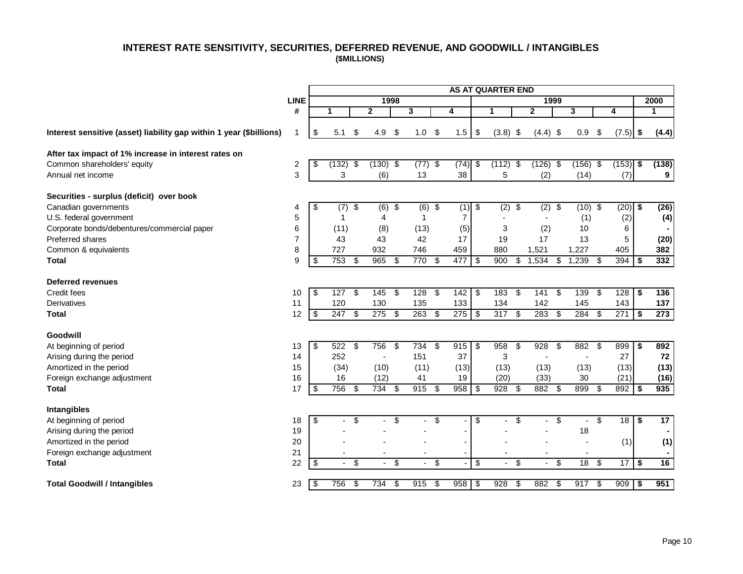## INTEREST RATE SENSITIVITY, SECURITIES, DEFERRED REVENUE, AND GOODWILL / INTANGIBLES

**($MILLIONS)**

| | LINE # | AS AT QUARTER END 1998 Q1 | 1998 Q2 | 1998 Q3 | 1998 Q4 | 1999 Q1 | 1999 Q2 | 1999 Q3 | 1999 Q4 | 2000 Q1 |
|---|---|---|---|---|---|---|---|---|---|---|
| **Interest sensitive (asset) liability gap within 1 year ($billions)** | 1 | $ 5.1 | $ 4.9 | $ 1.0 | $ 1.5 | $ (3.8) | $ (4.4) | $ 0.9 | $ (7.5) | **$ (4.4)** |
| **After tax impact of 1% increase in interest rates on** | | | | | | | | | | |
| Common shareholders' equity | 2 | $ (132) | $ (130) | $ (77) | $ (74) | $ (112) | $ (126) | $ (156) | $ (153) | **$ (138)** |
| Annual net income | 3 | 3 | (6) | 13 | 38 | 5 | (2) | (14) | (7) | **9** |
| **Securities - surplus (deficit) over book** | | | | | | | | | | |
| Canadian governments | 4 | $ (7) | $ (6) | $ (6) | $ (1) | $ (2) | $ (2) | $ (10) | $ (20) | **$ (26)** |
| U.S. federal government | 5 | 1 | 4 | 1 | 7 | - | - | (1) | (2) | **(4)** |
| Corporate bonds/debentures/commercial paper | 6 | (11) | (8) | (13) | (5) | 3 | (2) | 10 | 6 | **-** |
| Preferred shares | 7 | 43 | 43 | 42 | 17 | 19 | 17 | 13 | 5 | **(20)** |
| Common & equivalents | 8 | 727 | 932 | 746 | 459 | 880 | 1,521 | 1,227 | 405 | **382** |
| **Total** | 9 | $ 753 | $ 965 | $ 770 | $ 477 | $ 900 | $ 1,534 | $ 1,239 | $ 394 | **$ 332** |
| **Deferred revenues** | | | | | | | | | | |
| Credit fees | 10 | $ 127 | $ 145 | $ 128 | $ 142 | $ 183 | $ 141 | $ 139 | $ 128 | **$ 136** |
| Derivatives | 11 | 120 | 130 | 135 | 133 | 134 | 142 | 145 | 143 | **137** |
| **Total** | 12 | $ 247 | $ 275 | $ 263 | $ 275 | $ 317 | $ 283 | $ 284 | $ 271 | **$ 273** |
| **Goodwill** | | | | | | | | | | |
| At beginning of period | 13 | $ 522 | $ 756 | $ 734 | $ 915 | $ 958 | $ 928 | $ 882 | $ 899 | **$ 892** |
| Arising during the period | 14 | 252 | - | 151 | 37 | 3 | - | - | 27 | **72** |
| Amortized in the period | 15 | (34) | (10) | (11) | (13) | (13) | (13) | (13) | (13) | **(13)** |
| Foreign exchange adjustment | 16 | 16 | (12) | 41 | 19 | (20) | (33) | 30 | (21) | **(16)** |
| **Total** | 17 | $ 756 | $ 734 | $ 915 | $ 958 | $ 928 | $ 882 | $ 899 | $ 892 | **$ 935** |
| **Intangibles** | | | | | | | | | | |
| At beginning of period | 18 | $ - | $ - | $ - | $ - | $ - | $ - | $ - | $ 18 | **$ 17** |
| Arising during the period | 19 | - | - | - | - | - | - | 18 | | **-** |
| Amortized in the period | 20 | - | - | - | - | - | - | - | (1) | **(1)** |
| Foreign exchange adjustment | 21 | - | - | - | - | - | - | - | | **-** |
| **Total** | 22 | $ - | $ - | $ - | $ - | $ - | $ - | $ 18 | $ 17 | **$ 16** |
| **Total Goodwill / Intangibles** | 23 | $ 756 | $ 734 | $ 915 | $ 958 | $ 928 | $ 882 | $ 917 | $ 909 | **$ 951** |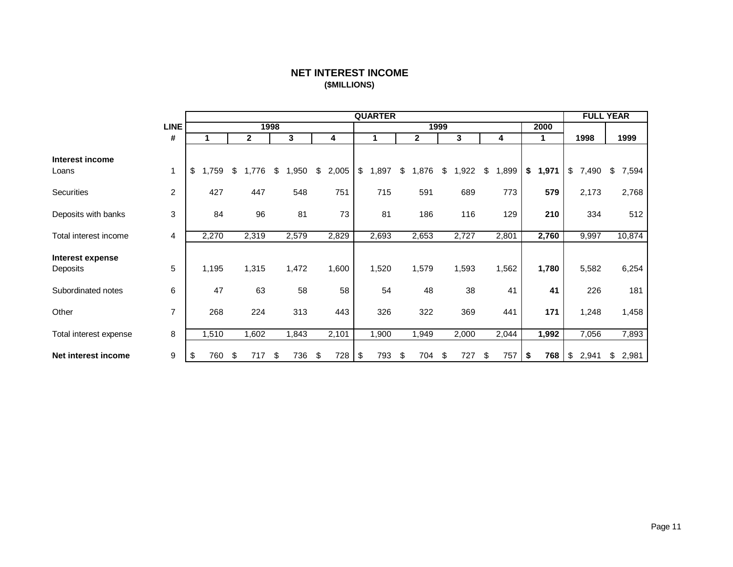# NET INTEREST INCOME
**($MILLIONS)**

| | LINE # | QUARTER 1998 1 | 1998 2 | 1998 3 | 1998 4 | 1999 1 | 1999 2 | 1999 3 | 1999 4 | 2000 1 | FULL YEAR 1998 | FULL YEAR 1999 |
|---|---|---|---|---|---|---|---|---|---|---|---|---|
| **Interest income** | | | | | | | | | | | | |
| Loans | 1 | $ 1,759 | $ 1,776 | $ 1,950 | $ 2,005 | $ 1,897 | $ 1,876 | $ 1,922 | $ 1,899 | **$ 1,971** | $ 7,490 | $ 7,594 |
| Securities | 2 | 427 | 447 | 548 | 751 | 715 | 591 | 689 | 773 | **579** | 2,173 | 2,768 |
| Deposits with banks | 3 | 84 | 96 | 81 | 73 | 81 | 186 | 116 | 129 | **210** | 334 | 512 |
| Total interest income | 4 | 2,270 | 2,319 | 2,579 | 2,829 | 2,693 | 2,653 | 2,727 | 2,801 | **2,760** | 9,997 | 10,874 |
| **Interest expense** | | | | | | | | | | | | |
| Deposits | 5 | 1,195 | 1,315 | 1,472 | 1,600 | 1,520 | 1,579 | 1,593 | 1,562 | **1,780** | 5,582 | 6,254 |
| Subordinated notes | 6 | 47 | 63 | 58 | 58 | 54 | 48 | 38 | 41 | **41** | 226 | 181 |
| Other | 7 | 268 | 224 | 313 | 443 | 326 | 322 | 369 | 441 | **171** | 1,248 | 1,458 |
| Total interest expense | 8 | 1,510 | 1,602 | 1,843 | 2,101 | 1,900 | 1,949 | 2,000 | 2,044 | **1,992** | 7,056 | 7,893 |
| **Net interest income** | 9 | $ 760 | $ 717 | $ 736 | $ 728 | $ 793 | $ 704 | $ 727 | $ 757 | **$ 768** | $ 2,941 | $ 2,981 |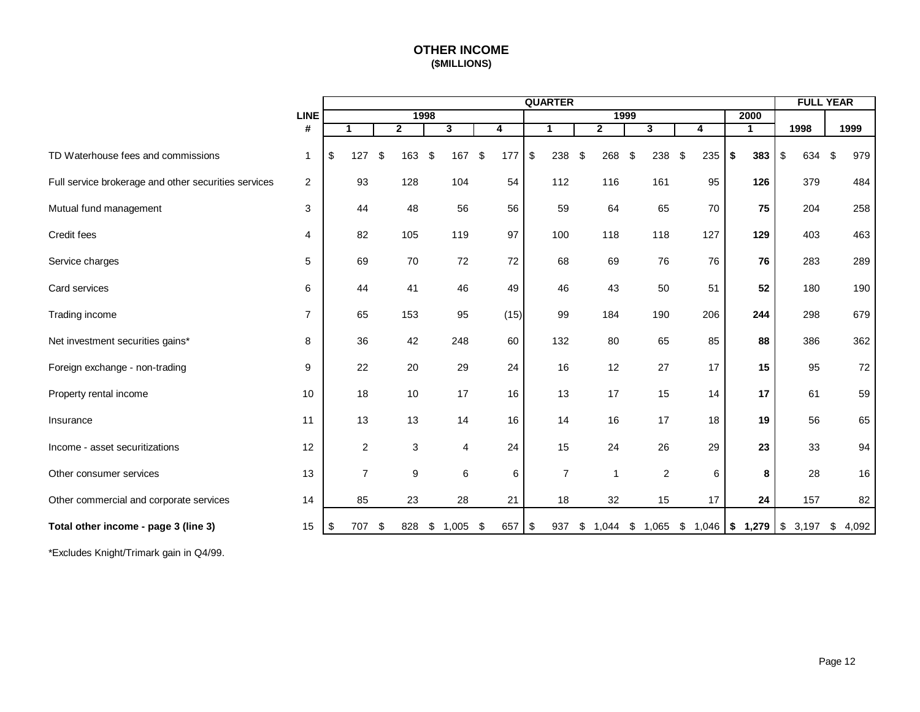# OTHER INCOME
**($MILLIONS)**

| | LINE # | QUARTER 1998 Q1 | 1998 Q2 | 1998 Q3 | 1998 Q4 | 1999 Q1 | 1999 Q2 | 1999 Q3 | 1999 Q4 | 2000 Q1 | FULL YEAR 1998 | FULL YEAR 1999 |
|---|---|---|---|---|---|---|---|---|---|---|---|---|
| TD Waterhouse fees and commissions | 1 | $ 127 | $ 163 | $ 167 | $ 177 | $ 238 | $ 268 | $ 238 | $ 235 | **$ 383** | $ 634 | $ 979 |
| Full service brokerage and other securities services | 2 | 93 | 128 | 104 | 54 | 112 | 116 | 161 | 95 | **126** | 379 | 484 |
| Mutual fund management | 3 | 44 | 48 | 56 | 56 | 59 | 64 | 65 | 70 | **75** | 204 | 258 |
| Credit fees | 4 | 82 | 105 | 119 | 97 | 100 | 118 | 118 | 127 | **129** | 403 | 463 |
| Service charges | 5 | 69 | 70 | 72 | 72 | 68 | 69 | 76 | 76 | **76** | 283 | 289 |
| Card services | 6 | 44 | 41 | 46 | 49 | 46 | 43 | 50 | 51 | **52** | 180 | 190 |
| Trading income | 7 | 65 | 153 | 95 | (15) | 99 | 184 | 190 | 206 | **244** | 298 | 679 |
| Net investment securities gains* | 8 | 36 | 42 | 248 | 60 | 132 | 80 | 65 | 85 | **88** | 386 | 362 |
| Foreign exchange - non-trading | 9 | 22 | 20 | 29 | 24 | 16 | 12 | 27 | 17 | **15** | 95 | 72 |
| Property rental income | 10 | 18 | 10 | 17 | 16 | 13 | 17 | 15 | 14 | **17** | 61 | 59 |
| Insurance | 11 | 13 | 13 | 14 | 16 | 14 | 16 | 17 | 18 | **19** | 56 | 65 |
| Income - asset securitizations | 12 | 2 | 3 | 4 | 24 | 15 | 24 | 26 | 29 | **23** | 33 | 94 |
| Other consumer services | 13 | 7 | 9 | 6 | 6 | 7 | 1 | 2 | 6 | **8** | 28 | 16 |
| Other commercial and corporate services | 14 | 85 | 23 | 28 | 21 | 18 | 32 | 15 | 17 | **24** | 157 | 82 |
| **Total other income - page 3 (line 3)** | 15 | $ 707 | $ 828 | $ 1,005 | $ 657 | $ 937 | $ 1,044 | $ 1,065 | $ 1,046 | **$ 1,279** | $ 3,197 | $ 4,092 |

*Excludes Knight/Trimark gain in Q4/99.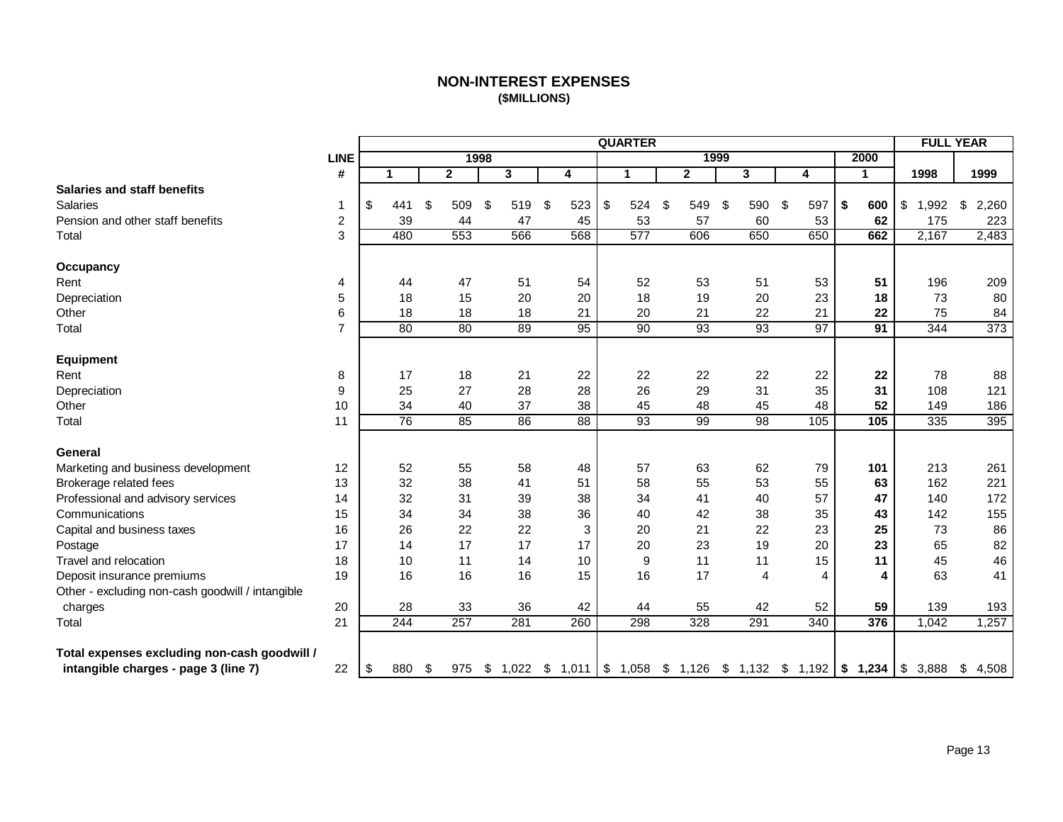# NON-INTEREST EXPENSES
**($MILLIONS)**

| | LINE # | QUARTER 1998 1 | 1998 2 | 1998 3 | 1998 4 | 1999 1 | 1999 2 | 1999 3 | 1999 4 | 2000 1 | FULL YEAR 1998 | FULL YEAR 1999 |
|---|---|---|---|---|---|---|---|---|---|---|---|---|
| **Salaries and staff benefits** | | | | | | | | | | | | |
| Salaries | 1 | $ 441 | $ 509 | $ 519 | $ 523 | $ 524 | $ 549 | $ 590 | $ 597 | **$ 600** | $ 1,992 | $ 2,260 |
| Pension and other staff benefits | 2 | 39 | 44 | 47 | 45 | 53 | 57 | 60 | 53 | **62** | 175 | 223 |
| Total | 3 | 480 | 553 | 566 | 568 | 577 | 606 | 650 | 650 | **662** | 2,167 | 2,483 |
| **Occupancy** | | | | | | | | | | | | |
| Rent | 4 | 44 | 47 | 51 | 54 | 52 | 53 | 51 | 53 | **51** | 196 | 209 |
| Depreciation | 5 | 18 | 15 | 20 | 20 | 18 | 19 | 20 | 23 | **18** | 73 | 80 |
| Other | 6 | 18 | 18 | 18 | 21 | 20 | 21 | 22 | 21 | **22** | 75 | 84 |
| Total | 7 | 80 | 80 | 89 | 95 | 90 | 93 | 93 | 97 | **91** | 344 | 373 |
| **Equipment** | | | | | | | | | | | | |
| Rent | 8 | 17 | 18 | 21 | 22 | 22 | 22 | 22 | 22 | **22** | 78 | 88 |
| Depreciation | 9 | 25 | 27 | 28 | 28 | 26 | 29 | 31 | 35 | **31** | 108 | 121 |
| Other | 10 | 34 | 40 | 37 | 38 | 45 | 48 | 45 | 48 | **52** | 149 | 186 |
| Total | 11 | 76 | 85 | 86 | 88 | 93 | 99 | 98 | 105 | **105** | 335 | 395 |
| **General** | | | | | | | | | | | | |
| Marketing and business development | 12 | 52 | 55 | 58 | 48 | 57 | 63 | 62 | 79 | **101** | 213 | 261 |
| Brokerage related fees | 13 | 32 | 38 | 41 | 51 | 58 | 55 | 53 | 55 | **63** | 162 | 221 |
| Professional and advisory services | 14 | 32 | 31 | 39 | 38 | 34 | 41 | 40 | 57 | **47** | 140 | 172 |
| Communications | 15 | 34 | 34 | 38 | 36 | 40 | 42 | 38 | 35 | **43** | 142 | 155 |
| Capital and business taxes | 16 | 26 | 22 | 22 | 3 | 20 | 21 | 22 | 23 | **25** | 73 | 86 |
| Postage | 17 | 14 | 17 | 17 | 17 | 20 | 23 | 19 | 20 | **23** | 65 | 82 |
| Travel and relocation | 18 | 10 | 11 | 14 | 10 | 9 | 11 | 11 | 15 | **11** | 45 | 46 |
| Deposit insurance premiums | 19 | 16 | 16 | 16 | 15 | 16 | 17 | 4 | 4 | **4** | 63 | 41 |
| Other - excluding non-cash goodwill / intangible charges | 20 | 28 | 33 | 36 | 42 | 44 | 55 | 42 | 52 | **59** | 139 | 193 |
| Total | 21 | 244 | 257 | 281 | 260 | 298 | 328 | 291 | 340 | **376** | 1,042 | 1,257 |
| **Total expenses excluding non-cash goodwill / intangible charges - page 3 (line 7)** | 22 | $ 880 | $ 975 | $ 1,022 | $ 1,011 | $ 1,058 | $ 1,126 | $ 1,132 | $ 1,192 | **$ 1,234** | $ 3,888 | $ 4,508 |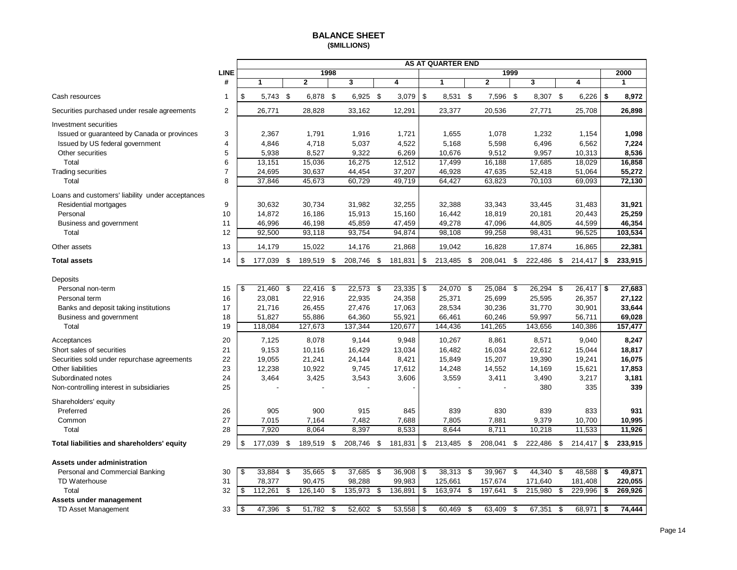# BALANCE SHEET

**($MILLIONS)**

| | LINE # | AS AT QUARTER END 1998 Q1 | 1998 Q2 | 1998 Q3 | 1998 Q4 | 1999 Q1 | 1999 Q2 | 1999 Q3 | 1999 Q4 | 2000 Q1 |
|---|---|---|---|---|---|---|---|---|---|---|
| Cash resources | 1 | $ 5,743 | $ 6,878 | $ 6,925 | $ 3,079 | $ 8,531 | $ 7,596 | $ 8,307 | $ 6,226 | **$ 8,972** |
| Securities purchased under resale agreements | 2 | 26,771 | 28,828 | 33,162 | 12,291 | 23,377 | 20,536 | 27,771 | 25,708 | **26,898** |
| Investment securities | | | | | | | | | | |
| Issued or guaranteed by Canada or provinces | 3 | 2,367 | 1,791 | 1,916 | 1,721 | 1,655 | 1,078 | 1,232 | 1,154 | **1,098** |
| Issued by US federal government | 4 | 4,846 | 4,718 | 5,037 | 4,522 | 5,168 | 5,598 | 6,496 | 6,562 | **7,224** |
| Other securities | 5 | 5,938 | 8,527 | 9,322 | 6,269 | 10,676 | 9,512 | 9,957 | 10,313 | **8,536** |
| Total | 6 | 13,151 | 15,036 | 16,275 | 12,512 | 17,499 | 16,188 | 17,685 | 18,029 | **16,858** |
| Trading securities | 7 | 24,695 | 30,637 | 44,454 | 37,207 | 46,928 | 47,635 | 52,418 | 51,064 | **55,272** |
| Total | 8 | 37,846 | 45,673 | 60,729 | 49,719 | 64,427 | 63,823 | 70,103 | 69,093 | **72,130** |
| Loans and customers' liability under acceptances | | | | | | | | | | |
| Residential mortgages | 9 | 30,632 | 30,734 | 31,982 | 32,255 | 32,388 | 33,343 | 33,445 | 31,483 | **31,921** |
| Personal | 10 | 14,872 | 16,186 | 15,913 | 15,160 | 16,442 | 18,819 | 20,181 | 20,443 | **25,259** |
| Business and government | 11 | 46,996 | 46,198 | 45,859 | 47,459 | 49,278 | 47,096 | 44,805 | 44,599 | **46,354** |
| Total | 12 | 92,500 | 93,118 | 93,754 | 94,874 | 98,108 | 99,258 | 98,431 | 96,525 | **103,534** |
| Other assets | 13 | 14,179 | 15,022 | 14,176 | 21,868 | 19,042 | 16,828 | 17,874 | 16,865 | **22,381** |
| **Total assets** | 14 | $ 177,039 | $ 189,519 | $ 208,746 | $ 181,831 | $ 213,485 | $ 208,041 | $ 222,486 | $ 214,417 | **$ 233,915** |
| Deposits | | | | | | | | | | |
| Personal non-term | 15 | $ 21,460 | $ 22,416 | $ 22,573 | $ 23,335 | $ 24,070 | $ 25,084 | $ 26,294 | $ 26,417 | **$ 27,683** |
| Personal term | 16 | 23,081 | 22,916 | 22,935 | 24,358 | 25,371 | 25,699 | 25,595 | 26,357 | **27,122** |
| Banks and deposit taking institutions | 17 | 21,716 | 26,455 | 27,476 | 17,063 | 28,534 | 30,236 | 31,770 | 30,901 | **33,644** |
| Business and government | 18 | 51,827 | 55,886 | 64,360 | 55,921 | 66,461 | 60,246 | 59,997 | 56,711 | **69,028** |
| Total | 19 | 118,084 | 127,673 | 137,344 | 120,677 | 144,436 | 141,265 | 143,656 | 140,386 | **157,477** |
| Acceptances | 20 | 7,125 | 8,078 | 9,144 | 9,948 | 10,267 | 8,861 | 8,571 | 9,040 | **8,247** |
| Short sales of securities | 21 | 9,153 | 10,116 | 16,429 | 13,034 | 16,482 | 16,034 | 22,612 | 15,044 | **18,817** |
| Securities sold under repurchase agreements | 22 | 19,055 | 21,241 | 24,144 | 8,421 | 15,849 | 15,207 | 19,390 | 19,241 | **16,075** |
| Other liabilities | 23 | 12,238 | 10,922 | 9,745 | 17,612 | 14,248 | 14,552 | 14,169 | 15,621 | **17,853** |
| Subordinated notes | 24 | 3,464 | 3,425 | 3,543 | 3,606 | 3,559 | 3,411 | 3,490 | 3,217 | **3,181** |
| Non-controlling interest in subsidiaries | 25 | - | - | - | - | - | - | 380 | 335 | **339** |
| Shareholders' equity | | | | | | | | | | |
| Preferred | 26 | 905 | 900 | 915 | 845 | 839 | 830 | 839 | 833 | **931** |
| Common | 27 | 7,015 | 7,164 | 7,482 | 7,688 | 7,805 | 7,881 | 9,379 | 10,700 | **10,995** |
| Total | 28 | 7,920 | 8,064 | 8,397 | 8,533 | 8,644 | 8,711 | 10,218 | 11,533 | **11,926** |
| **Total liabilities and shareholders' equity** | 29 | $ 177,039 | $ 189,519 | $ 208,746 | $ 181,831 | $ 213,485 | $ 208,041 | $ 222,486 | $ 214,417 | **$ 233,915** |
| **Assets under administration** | | | | | | | | | | |
| Personal and Commercial Banking | 30 | $ 33,884 | $ 35,665 | $ 37,685 | $ 36,908 | $ 38,313 | $ 39,967 | $ 44,340 | $ 48,588 | **$ 49,871** |
| TD Waterhouse | 31 | 78,377 | 90,475 | 98,288 | 99,983 | 125,661 | 157,674 | 171,640 | 181,408 | **220,055** |
| Total | 32 | $ 112,261 | $ 126,140 | $ 135,973 | $ 136,891 | $ 163,974 | $ 197,641 | $ 215,980 | $ 229,996 | **$ 269,926** |
| **Assets under management** | | | | | | | | | | |
| TD Asset Management | 33 | $ 47,396 | $ 51,782 | $ 52,602 | $ 53,558 | $ 60,469 | $ 63,409 | $ 67,351 | $ 68,971 | **$ 74,444** |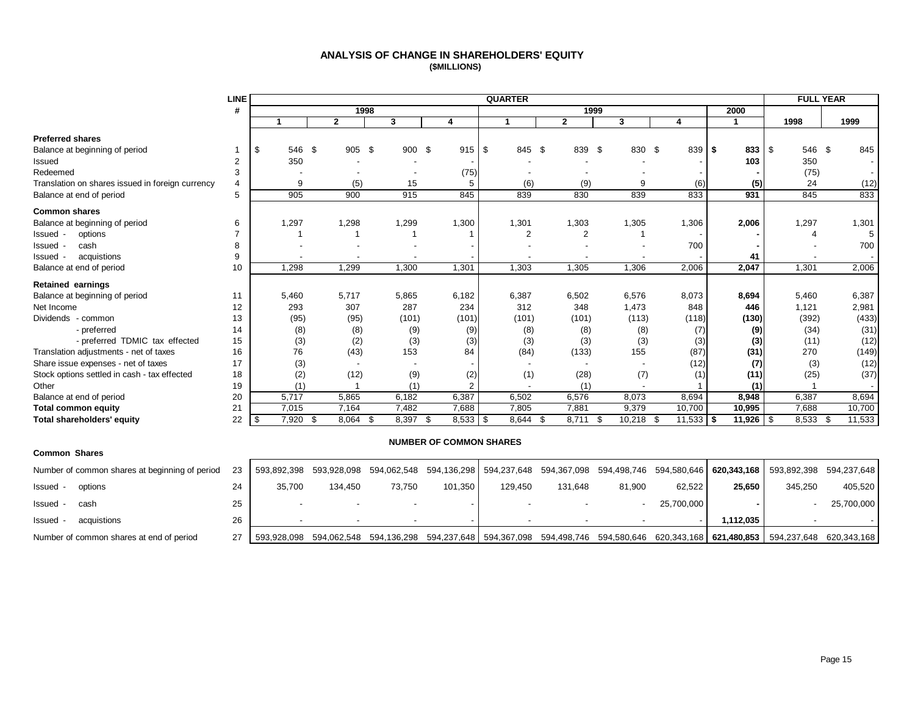# ANALYSIS OF CHANGE IN SHAREHOLDERS' EQUITY
**($MILLIONS)**

| | LINE # | QUARTER | | | | | | | | | FULL YEAR | |
|---|---|---|---|---|---|---|---|---|---|---|---|---|
| | | 1998 | | | | 1999 | | | | 2000 | | |
| | | 1 | 2 | 3 | 4 | 1 | 2 | 3 | 4 | 1 | 1998 | 1999 |
| **Preferred shares** | | | | | | | | | | | | |
| Balance at beginning of period | 1 | $ 546 | $ 905 | $ 900 | $ 915 | $ 845 | $ 839 | $ 830 | $ 839 | **$ 833** | $ 546 | $ 845 |
| Issued | 2 | 350 | - | - | - | - | - | - | - | **103** | 350 | - |
| Redeemed | 3 | - | - | - | (75) | - | - | - | - | **-** | (75) | - |
| Translation on shares issued in foreign currency | 4 | 9 | (5) | 15 | 5 | (6) | (9) | 9 | (6) | **(5)** | 24 | (12) |
| Balance at end of period | 5 | 905 | 900 | 915 | 845 | 839 | 830 | 839 | 833 | **931** | 845 | 833 |
| **Common shares** | | | | | | | | | | | | |
| Balance at beginning of period | 6 | 1,297 | 1,298 | 1,299 | 1,300 | 1,301 | 1,303 | 1,305 | 1,306 | **2,006** | 1,297 | 1,301 |
| Issued - options | 7 | 1 | 1 | 1 | 1 | 2 | 2 | 1 | - | **-** | 4 | 5 |
| Issued - cash | 8 | - | - | - | - | - | - | - | 700 | **-** | - | 700 |
| Issued - acquistions | 9 | - | - | - | - | - | - | - | - | **41** | - | - |
| Balance at end of period | 10 | 1,298 | 1,299 | 1,300 | 1,301 | 1,303 | 1,305 | 1,306 | 2,006 | **2,047** | 1,301 | 2,006 |
| **Retained earnings** | | | | | | | | | | | | |
| Balance at beginning of period | 11 | 5,460 | 5,717 | 5,865 | 6,182 | 6,387 | 6,502 | 6,576 | 8,073 | **8,694** | 5,460 | 6,387 |
| Net Income | 12 | 293 | 307 | 287 | 234 | 312 | 348 | 1,473 | 848 | **446** | 1,121 | 2,981 |
| Dividends - common | 13 | (95) | (95) | (101) | (101) | (101) | (101) | (113) | (118) | **(130)** | (392) | (433) |
| - preferred | 14 | (8) | (8) | (9) | (9) | (8) | (8) | (8) | (7) | **(9)** | (34) | (31) |
| - preferred TDMIC tax effected | 15 | (3) | (2) | (3) | (3) | (3) | (3) | (3) | (3) | **(3)** | (11) | (12) |
| Translation adjustments - net of taxes | 16 | 76 | (43) | 153 | 84 | (84) | (133) | 155 | (87) | **(31)** | 270 | (149) |
| Share issue expenses - net of taxes | 17 | (3) | - | - | - | - | - | - | (12) | **(7)** | (3) | (12) |
| Stock options settled in cash - tax effected | 18 | (2) | (12) | (9) | (2) | (1) | (28) | (7) | (1) | **(11)** | (25) | (37) |
| Other | 19 | (1) | 1 | (1) | 2 | - | (1) | - | 1 | **(1)** | 1 | - |
| Balance at end of period | 20 | 5,717 | 5,865 | 6,182 | 6,387 | 6,502 | 6,576 | 8,073 | 8,694 | **8,948** | 6,387 | 8,694 |
| **Total common equity** | 21 | 7,015 | 7,164 | 7,482 | 7,688 | 7,805 | 7,881 | 9,379 | 10,700 | **10,995** | 7,688 | 10,700 |
| **Total shareholders' equity** | 22 | $ 7,920 | $ 8,064 | $ 8,397 | $ 8,533 | $ 8,644 | $ 8,711 | $ 10,218 | $ 11,533 | **$ 11,926** | $ 8,533 | $ 11,533 |

## NUMBER OF COMMON SHARES

| **Common Shares** | | | | | | | | | | | | |
|---|---|---|---|---|---|---|---|---|---|---|---|---|
| Number of common shares at beginning of period | 23 | 593,892,398 | 593,928,098 | 594,062,548 | 594,136,298 | 594,237,648 | 594,367,098 | 594,498,746 | 594,580,646 | **620,343,168** | 593,892,398 | 594,237,648 |
| Issued - options | 24 | 35,700 | 134,450 | 73,750 | 101,350 | 129,450 | 131,648 | 81,900 | 62,522 | **25,650** | 345,250 | 405,520 |
| Issued - cash | 25 | - | - | - | - | - | - | - | 25,700,000 | **-** | - | 25,700,000 |
| Issued - acquistions | 26 | - | - | - | - | - | - | - | - | **1,112,035** | - | - |
| Number of common shares at end of period | 27 | 593,928,098 | 594,062,548 | 594,136,298 | 594,237,648 | 594,367,098 | 594,498,746 | 594,580,646 | 620,343,168 | **621,480,853** | 594,237,648 | 620,343,168 |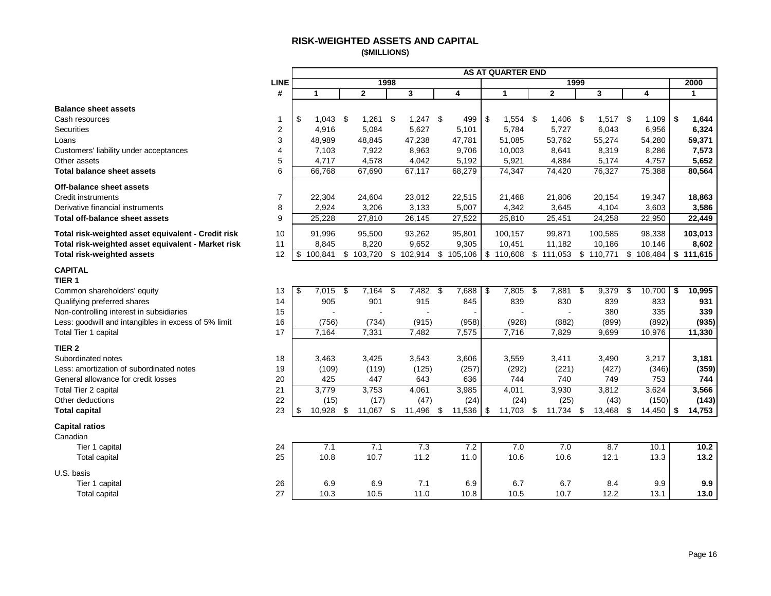# RISK-WEIGHTED ASSETS AND CAPITAL

**($MILLIONS)**

| | LINE | AS AT QUARTER END | | | | | | | | |
|---|---|---|---|---|---|---|---|---|---|---|
| | | 1998 | | | | 1999 | | | | 2000 |
| | # | 1 | 2 | 3 | 4 | 1 | 2 | 3 | 4 | 1 |
| **Balance sheet assets** | | | | | | | | | | |
| Cash resources | 1 | $ 1,043 | $ 1,261 | $ 1,247 | $ 499 | $ 1,554 | $ 1,406 | $ 1,517 | $ 1,109 | **$ 1,644** |
| Securities | 2 | 4,916 | 5,084 | 5,627 | 5,101 | 5,784 | 5,727 | 6,043 | 6,956 | **6,324** |
| Loans | 3 | 48,989 | 48,845 | 47,238 | 47,781 | 51,085 | 53,762 | 55,274 | 54,280 | **59,371** |
| Customers' liability under acceptances | 4 | 7,103 | 7,922 | 8,963 | 9,706 | 10,003 | 8,641 | 8,319 | 8,286 | **7,573** |
| Other assets | 5 | 4,717 | 4,578 | 4,042 | 5,192 | 5,921 | 4,884 | 5,174 | 4,757 | **5,652** |
| **Total balance sheet assets** | 6 | 66,768 | 67,690 | 67,117 | 68,279 | 74,347 | 74,420 | 76,327 | 75,388 | **80,564** |
| **Off-balance sheet assets** | | | | | | | | | | |
| Credit instruments | 7 | 22,304 | 24,604 | 23,012 | 22,515 | 21,468 | 21,806 | 20,154 | 19,347 | **18,863** |
| Derivative financial instruments | 8 | 2,924 | 3,206 | 3,133 | 5,007 | 4,342 | 3,645 | 4,104 | 3,603 | **3,586** |
| **Total off-balance sheet assets** | 9 | 25,228 | 27,810 | 26,145 | 27,522 | 25,810 | 25,451 | 24,258 | 22,950 | **22,449** |
| **Total risk-weighted asset equivalent - Credit risk** | 10 | 91,996 | 95,500 | 93,262 | 95,801 | 100,157 | 99,871 | 100,585 | 98,338 | **103,013** |
| **Total risk-weighted asset equivalent - Market risk** | 11 | 8,845 | 8,220 | 9,652 | 9,305 | 10,451 | 11,182 | 10,186 | 10,146 | **8,602** |
| **Total risk-weighted assets** | 12 | $ 100,841 | $ 103,720 | $ 102,914 | $ 105,106 | $ 110,608 | $ 111,053 | $ 110,771 | $ 108,484 | **$ 111,615** |
| **CAPITAL** | | | | | | | | | | |
| **TIER 1** | | | | | | | | | | |
| Common shareholders' equity | 13 | $ 7,015 | $ 7,164 | $ 7,482 | $ 7,688 | $ 7,805 | $ 7,881 | $ 9,379 | $ 10,700 | **$ 10,995** |
| Qualifying preferred shares | 14 | 905 | 901 | 915 | 845 | 839 | 830 | 839 | 833 | **931** |
| Non-controlling interest in subsidiaries | 15 | - | - | - | - | - | - | 380 | 335 | **339** |
| Less: goodwill and intangibles in excess of 5% limit | 16 | (756) | (734) | (915) | (958) | (928) | (882) | (899) | (892) | **(935)** |
| Total Tier 1 capital | 17 | 7,164 | 7,331 | 7,482 | 7,575 | 7,716 | 7,829 | 9,699 | 10,976 | **11,330** |
| **TIER 2** | | | | | | | | | | |
| Subordinated notes | 18 | 3,463 | 3,425 | 3,543 | 3,606 | 3,559 | 3,411 | 3,490 | 3,217 | **3,181** |
| Less: amortization of subordinated notes | 19 | (109) | (119) | (125) | (257) | (292) | (221) | (427) | (346) | **(359)** |
| General allowance for credit losses | 20 | 425 | 447 | 643 | 636 | 744 | 740 | 749 | 753 | **744** |
| Total Tier 2 capital | 21 | 3,779 | 3,753 | 4,061 | 3,985 | 4,011 | 3,930 | 3,812 | 3,624 | **3,566** |
| Other deductions | 22 | (15) | (17) | (47) | (24) | (24) | (25) | (43) | (150) | **(143)** |
| **Total capital** | 23 | $ 10,928 | $ 11,067 | $ 11,496 | $ 11,536 | $ 11,703 | $ 11,734 | $ 13,468 | $ 14,450 | **$ 14,753** |
| **Capital ratios** | | | | | | | | | | |
| Canadian | | | | | | | | | | |
| Tier 1 capital | 24 | 7.1 | 7.1 | 7.3 | 7.2 | 7.0 | 7.0 | 8.7 | 10.1 | **10.2** |
| Total capital | 25 | 10.8 | 10.7 | 11.2 | 11.0 | 10.6 | 10.6 | 12.1 | 13.3 | **13.2** |
| U.S. basis | | | | | | | | | | |
| Tier 1 capital | 26 | 6.9 | 6.9 | 7.1 | 6.9 | 6.7 | 6.7 | 8.4 | 9.9 | **9.9** |
| Total capital | 27 | 10.3 | 10.5 | 11.0 | 10.8 | 10.5 | 10.7 | 12.2 | 13.1 | **13.0** |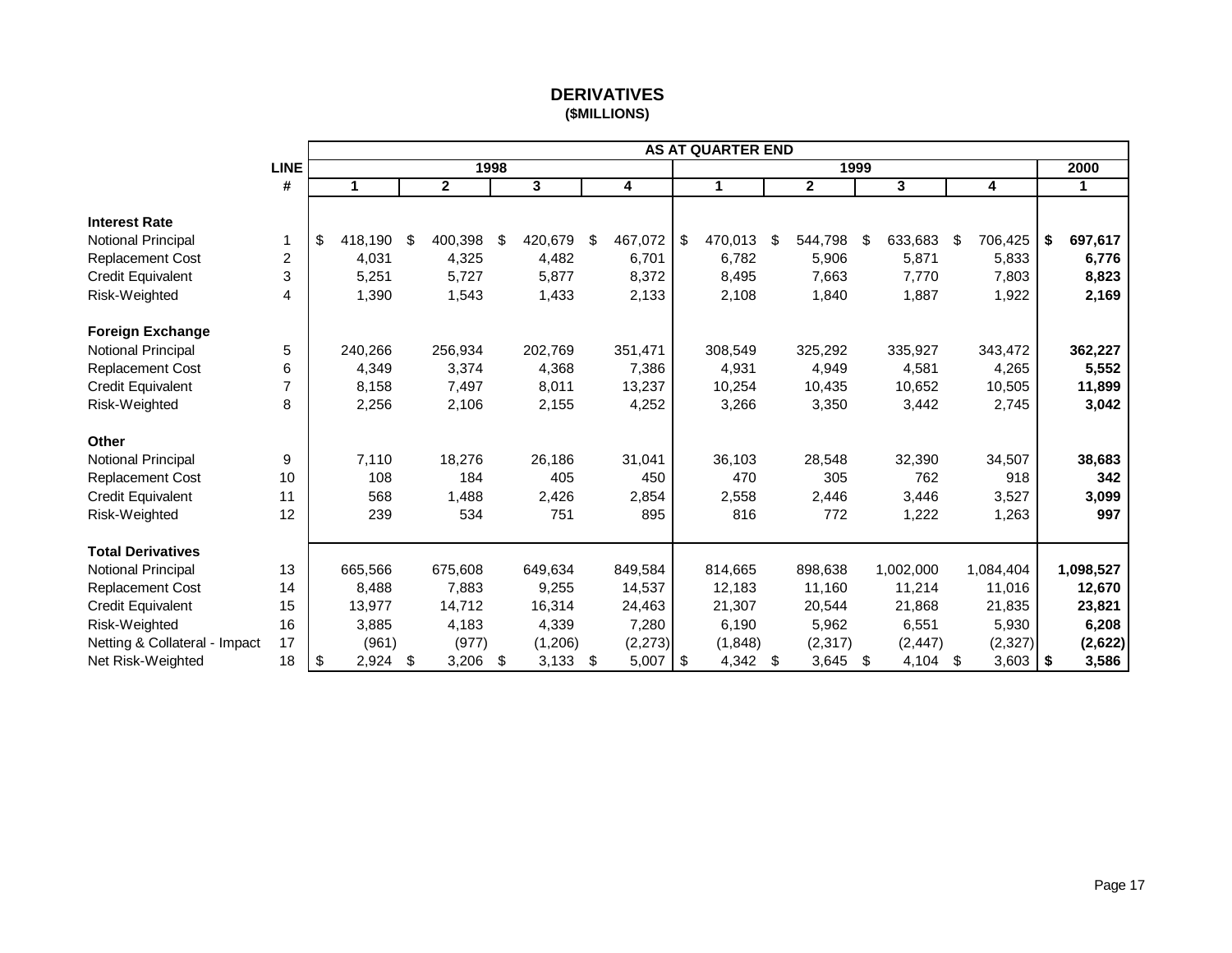# DERIVATIVES
**($MILLIONS)**

| | LINE # | 1998 Q1 | 1998 Q2 | 1998 Q3 | 1998 Q4 | 1999 Q1 | 1999 Q2 | 1999 Q3 | 1999 Q4 | 2000 Q1 |
|---|---|---|---|---|---|---|---|---|---|---|
| | | **AS AT QUARTER END** | | | | | | | | |
| **Interest Rate** | | | | | | | | | | |
| Notional Principal | 1 | $ 418,190 | $ 400,398 | $ 420,679 | $ 467,072 | $ 470,013 | $ 544,798 | $ 633,683 | $ 706,425 | **$ 697,617** |
| Replacement Cost | 2 | 4,031 | 4,325 | 4,482 | 6,701 | 6,782 | 5,906 | 5,871 | 5,833 | **6,776** |
| Credit Equivalent | 3 | 5,251 | 5,727 | 5,877 | 8,372 | 8,495 | 7,663 | 7,770 | 7,803 | **8,823** |
| Risk-Weighted | 4 | 1,390 | 1,543 | 1,433 | 2,133 | 2,108 | 1,840 | 1,887 | 1,922 | **2,169** |
| **Foreign Exchange** | | | | | | | | | | |
| Notional Principal | 5 | 240,266 | 256,934 | 202,769 | 351,471 | 308,549 | 325,292 | 335,927 | 343,472 | **362,227** |
| Replacement Cost | 6 | 4,349 | 3,374 | 4,368 | 7,386 | 4,931 | 4,949 | 4,581 | 4,265 | **5,552** |
| Credit Equivalent | 7 | 8,158 | 7,497 | 8,011 | 13,237 | 10,254 | 10,435 | 10,652 | 10,505 | **11,899** |
| Risk-Weighted | 8 | 2,256 | 2,106 | 2,155 | 4,252 | 3,266 | 3,350 | 3,442 | 2,745 | **3,042** |
| **Other** | | | | | | | | | | |
| Notional Principal | 9 | 7,110 | 18,276 | 26,186 | 31,041 | 36,103 | 28,548 | 32,390 | 34,507 | **38,683** |
| Replacement Cost | 10 | 108 | 184 | 405 | 450 | 470 | 305 | 762 | 918 | **342** |
| Credit Equivalent | 11 | 568 | 1,488 | 2,426 | 2,854 | 2,558 | 2,446 | 3,446 | 3,527 | **3,099** |
| Risk-Weighted | 12 | 239 | 534 | 751 | 895 | 816 | 772 | 1,222 | 1,263 | **997** |
| **Total Derivatives** | | | | | | | | | | |
| Notional Principal | 13 | 665,566 | 675,608 | 649,634 | 849,584 | 814,665 | 898,638 | 1,002,000 | 1,084,404 | **1,098,527** |
| Replacement Cost | 14 | 8,488 | 7,883 | 9,255 | 14,537 | 12,183 | 11,160 | 11,214 | 11,016 | **12,670** |
| Credit Equivalent | 15 | 13,977 | 14,712 | 16,314 | 24,463 | 21,307 | 20,544 | 21,868 | 21,835 | **23,821** |
| Risk-Weighted | 16 | 3,885 | 4,183 | 4,339 | 7,280 | 6,190 | 5,962 | 6,551 | 5,930 | **6,208** |
| Netting & Collateral - Impact | 17 | (961) | (977) | (1,206) | (2,273) | (1,848) | (2,317) | (2,447) | (2,327) | **(2,622)** |
| Net Risk-Weighted | 18 | $ 2,924 | $ 3,206 | $ 3,133 | $ 5,007 | $ 4,342 | $ 3,645 | $ 4,104 | $ 3,603 | **$ 3,586** |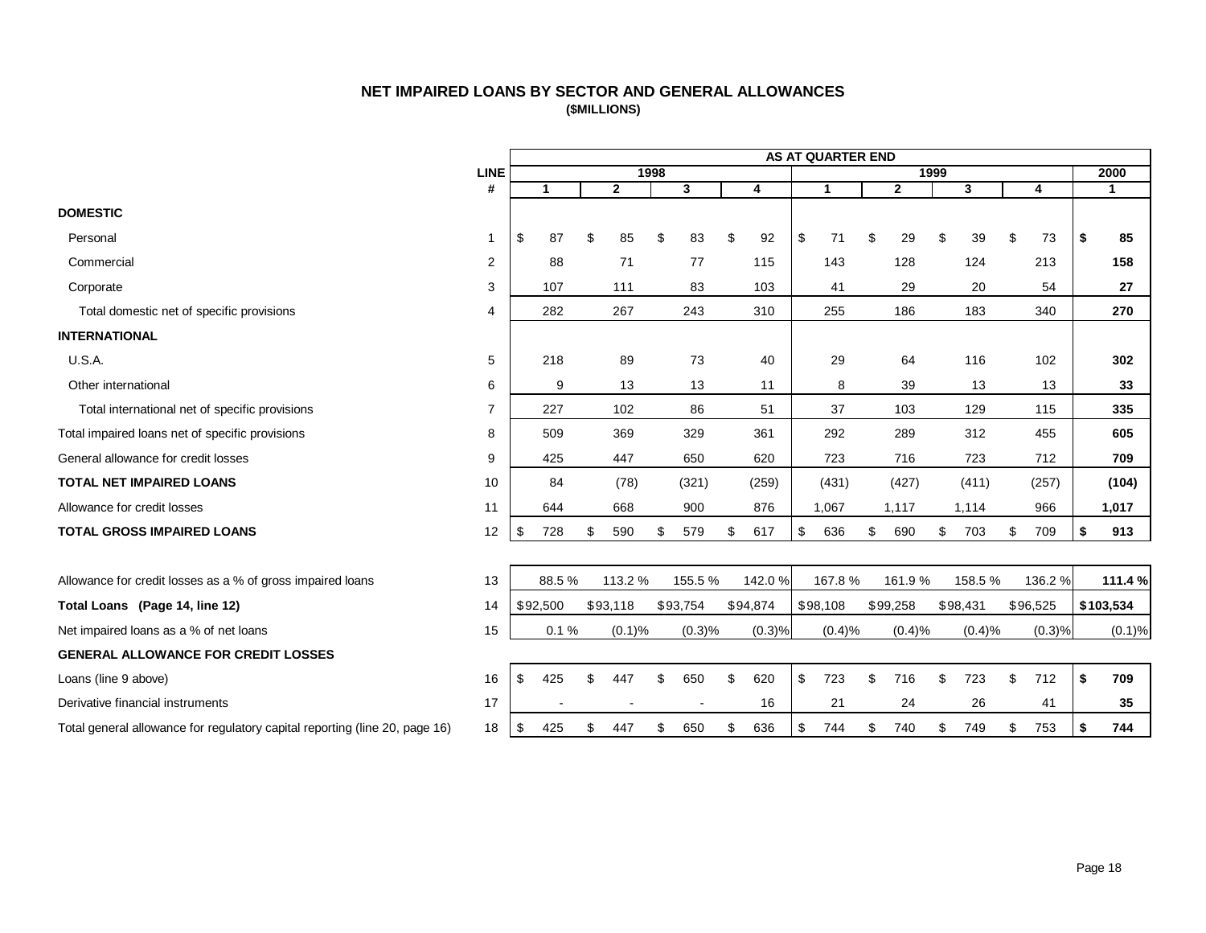# NET IMPAIRED LOANS BY SECTOR AND GENERAL ALLOWANCES

**($MILLIONS)**

| | LINE # | AS AT QUARTER END | | | | | | | | |
|---|---|---|---|---|---|---|---|---|---|---|
| | | 1998 | | | | 1999 | | | | 2000 |
| | | 1 | 2 | 3 | 4 | 1 | 2 | 3 | 4 | 1 |
| **DOMESTIC** | | | | | | | | | | |
| Personal | 1 | $ 87 | $ 85 | $ 83 | $ 92 | $ 71 | $ 29 | $ 39 | $ 73 | **$ 85** |
| Commercial | 2 | 88 | 71 | 77 | 115 | 143 | 128 | 124 | 213 | **158** |
| Corporate | 3 | 107 | 111 | 83 | 103 | 41 | 29 | 20 | 54 | **27** |
| Total domestic net of specific provisions | 4 | 282 | 267 | 243 | 310 | 255 | 186 | 183 | 340 | **270** |
| **INTERNATIONAL** | | | | | | | | | | |
| U.S.A. | 5 | 218 | 89 | 73 | 40 | 29 | 64 | 116 | 102 | **302** |
| Other international | 6 | 9 | 13 | 13 | 11 | 8 | 39 | 13 | 13 | **33** |
| Total international net of specific provisions | 7 | 227 | 102 | 86 | 51 | 37 | 103 | 129 | 115 | **335** |
| Total impaired loans net of specific provisions | 8 | 509 | 369 | 329 | 361 | 292 | 289 | 312 | 455 | **605** |
| General allowance for credit losses | 9 | 425 | 447 | 650 | 620 | 723 | 716 | 723 | 712 | **709** |
| **TOTAL NET IMPAIRED LOANS** | 10 | 84 | (78) | (321) | (259) | (431) | (427) | (411) | (257) | **(104)** |
| Allowance for credit losses | 11 | 644 | 668 | 900 | 876 | 1,067 | 1,117 | 1,114 | 966 | **1,017** |
| **TOTAL GROSS IMPAIRED LOANS** | 12 | $ 728 | $ 590 | $ 579 | $ 617 | $ 636 | $ 690 | $ 703 | $ 709 | **$ 913** |
| Allowance for credit losses as a % of gross impaired loans | 13 | 88.5 % | 113.2 % | 155.5 % | 142.0 % | 167.8 % | 161.9 % | 158.5 % | 136.2 % | **111.4 %** |
| **Total Loans (Page 14, line 12)** | 14 | $92,500 | $93,118 | $93,754 | $94,874 | $98,108 | $99,258 | $98,431 | $96,525 | **$103,534** |
| Net impaired loans as a % of net loans | 15 | 0.1 % | (0.1)% | (0.3)% | (0.3)% | (0.4)% | (0.4)% | (0.4)% | (0.3)% | (0.1)% |
| **GENERAL ALLOWANCE FOR CREDIT LOSSES** | | | | | | | | | | |
| Loans (line 9 above) | 16 | $ 425 | $ 447 | $ 650 | $ 620 | $ 723 | $ 716 | $ 723 | $ 712 | **$ 709** |
| Derivative financial instruments | 17 | - | - | - | 16 | 21 | 24 | 26 | 41 | **35** |
| Total general allowance for regulatory capital reporting (line 20, page 16) | 18 | $ 425 | $ 447 | $ 650 | $ 636 | $ 744 | $ 740 | $ 749 | $ 753 | **$ 744** |